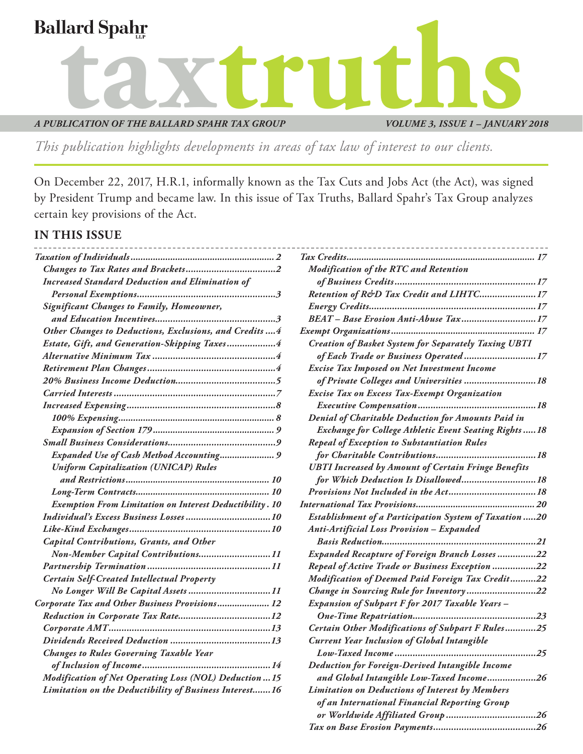Ballard Spahr

# taxtruths

*A PUBLICATION OF THE BALLARD SPAHR TAX GROUP* — *VOLUME 3, ISSUE 1 – JANUARY 2018*

*This publication highlights developments in areas of tax law of interest to our clients.*

On December 22, 2017, H.R.1, informally known as the Tax Cuts and Jobs Act (the Act), was signed by President Trump and became law. In this issue of Tax Truths, Ballard Spahr's Tax Group analyzes certain key provisions of the Act.

## IN THIS ISSUE

- *Taxation of Individuals* .......... 2
  - *Changes to Tax Rates and Brackets* .......... 2
  - *Increased Standard Deduction and Elimination of Personal Exemptions* .......... 3
  - *Significant Changes to Family, Homeowner, and Education Incentives* .......... 3
  - *Other Changes to Deductions, Exclusions, and Credits* .......... 4
  - *Estate, Gift, and Generation-Skipping Taxes* .......... 4
  - *Alternative Minimum Tax* .......... 4
  - *Retirement Plan Changes* .......... 4
  - *20% Business Income Deduction* .......... 5
  - *Carried Interests* .......... 7
  - *Increased Expensing* .......... 8
    - *100% Expensing* .......... 8
    - *Expansion of Section 179* .......... 9
  - *Small Business Considerations* .......... 9
    - *Expanded Use of Cash Method Accounting* .......... 9
    - *Uniform Capitalization (UNICAP) Rules and Restrictions* .......... 10
    - *Long-Term Contracts* .......... 10
    - *Exemption From Limitation on Interest Deductibility* . 10
  - *Individual's Excess Business Losses* .......... 10
  - *Like-Kind Exchanges* .......... 10
  - *Capital Contributions, Grants, and Other Non-Member Capital Contributions* .......... 11
  - *Partnership Termination* .......... 11
  - *Certain Self-Created Intellectual Property No Longer Will Be Capital Assets* .......... 11
- *Corporate Tax and Other Business Provisions* .......... 12
  - *Reduction in Corporate Tax Rate* .......... 12
  - *Corporate AMT* .......... 13
  - *Dividends Received Deduction* .......... 13
  - *Changes to Rules Governing Taxable Year of Inclusion of Income* .......... 14
  - *Modification of Net Operating Loss (NOL) Deduction* ... 15
  - *Limitation on the Deductibility of Business Interest* .......... 16
- *Tax Credits* .......... 17
  - *Modification of the RTC and Retention of Business Credits* .......... 17
  - *Retention of R&D Tax Credit and LIHTC* .......... 17
  - *Energy Credits* .......... 17
  - *BEAT – Base Erosion Anti-Abuse Tax* .......... 17
- *Exempt Organizations* .......... 17
  - *Creation of Basket System for Separately Taxing UBTI of Each Trade or Business Operated* .......... 17
  - *Excise Tax Imposed on Net Investment Income of Private Colleges and Universities* .......... 18
  - *Excise Tax on Excess Tax-Exempt Organization Executive Compensation* .......... 18
  - *Denial of Charitable Deduction for Amounts Paid in Exchange for College Athletic Event Seating Rights* ..... 18
  - *Repeal of Exception to Substantiation Rules for Charitable Contributions* .......... 18
  - *UBTI Increased by Amount of Certain Fringe Benefits for Which Deduction Is Disallowed* .......... 18
  - *Provisions Not Included in the Act* .......... 18
- *International Tax Provisions* .......... 20
  - *Establishment of a Participation System of Taxation* ..... 20
  - *Anti-Artificial Loss Provision – Expanded Basis Reduction* .......... 21
  - *Expanded Recapture of Foreign Branch Losses* .......... 22
  - *Repeal of Active Trade or Business Exception* .......... 22
  - *Modification of Deemed Paid Foreign Tax Credit* .......... 22
  - *Change in Sourcing Rule for Inventory* .......... 22
  - *Expansion of Subpart F for 2017 Taxable Years – One-Time Repatriation* .......... 23
  - *Certain Other Modifications of Subpart F Rules* .......... 25
  - *Current Year Inclusion of Global Intangible Low-Taxed Income* .......... 25
  - *Deduction for Foreign-Derived Intangible Income and Global Intangible Low-Taxed Income* .......... 26
  - *Limitation on Deductions of Interest by Members of an International Financial Reporting Group or Worldwide Affiliated Group* .......... 26
  - *Tax on Base Erosion Payments* .......... 26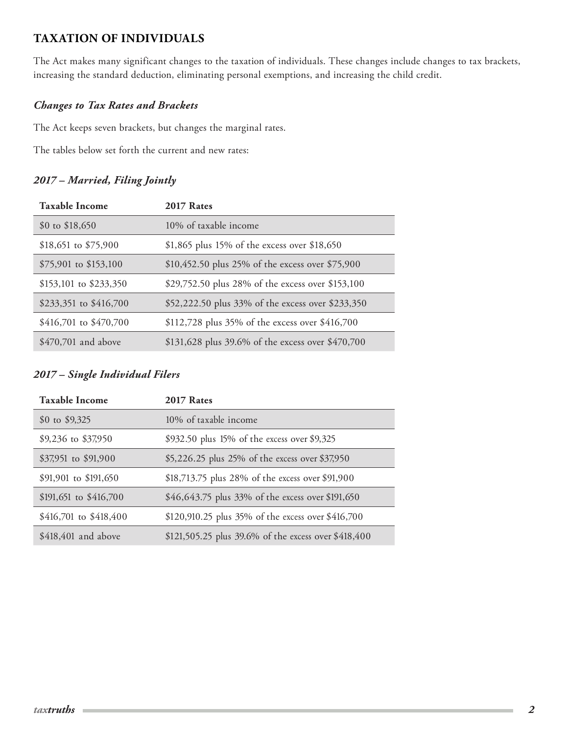## TAXATION OF INDIVIDUALS

The Act makes many significant changes to the taxation of individuals. These changes include changes to tax brackets, increasing the standard deduction, eliminating personal exemptions, and increasing the child credit.

### *Changes to Tax Rates and Brackets*

The Act keeps seven brackets, but changes the marginal rates.

The tables below set forth the current and new rates:

### *2017 – Married, Filing Jointly*

| Taxable Income | 2017 Rates |
| --- | --- |
| $0 to $18,650 | 10% of taxable income |
| $18,651 to $75,900 | $1,865 plus 15% of the excess over $18,650 |
| $75,901 to $153,100 | $10,452.50 plus 25% of the excess over $75,900 |
| $153,101 to $233,350 | $29,752.50 plus 28% of the excess over $153,100 |
| $233,351 to $416,700 | $52,222.50 plus 33% of the excess over $233,350 |
| $416,701 to $470,700 | $112,728 plus 35% of the excess over $416,700 |
| $470,701 and above | $131,628 plus 39.6% of the excess over $470,700 |

### *2017 – Single Individual Filers*

| Taxable Income | 2017 Rates |
| --- | --- |
| $0 to $9,325 | 10% of taxable income |
| $9,236 to $37,950 | $932.50 plus 15% of the excess over $9,325 |
| $37,951 to $91,900 | $5,226.25 plus 25% of the excess over $37,950 |
| $91,901 to $191,650 | $18,713.75 plus 28% of the excess over $91,900 |
| $191,651 to $416,700 | $46,643.75 plus 33% of the excess over $191,650 |
| $416,701 to $418,400 | $120,910.25 plus 35% of the excess over $416,700 |
| $418,401 and above | $121,505.25 plus 39.6% of the excess over $418,400 |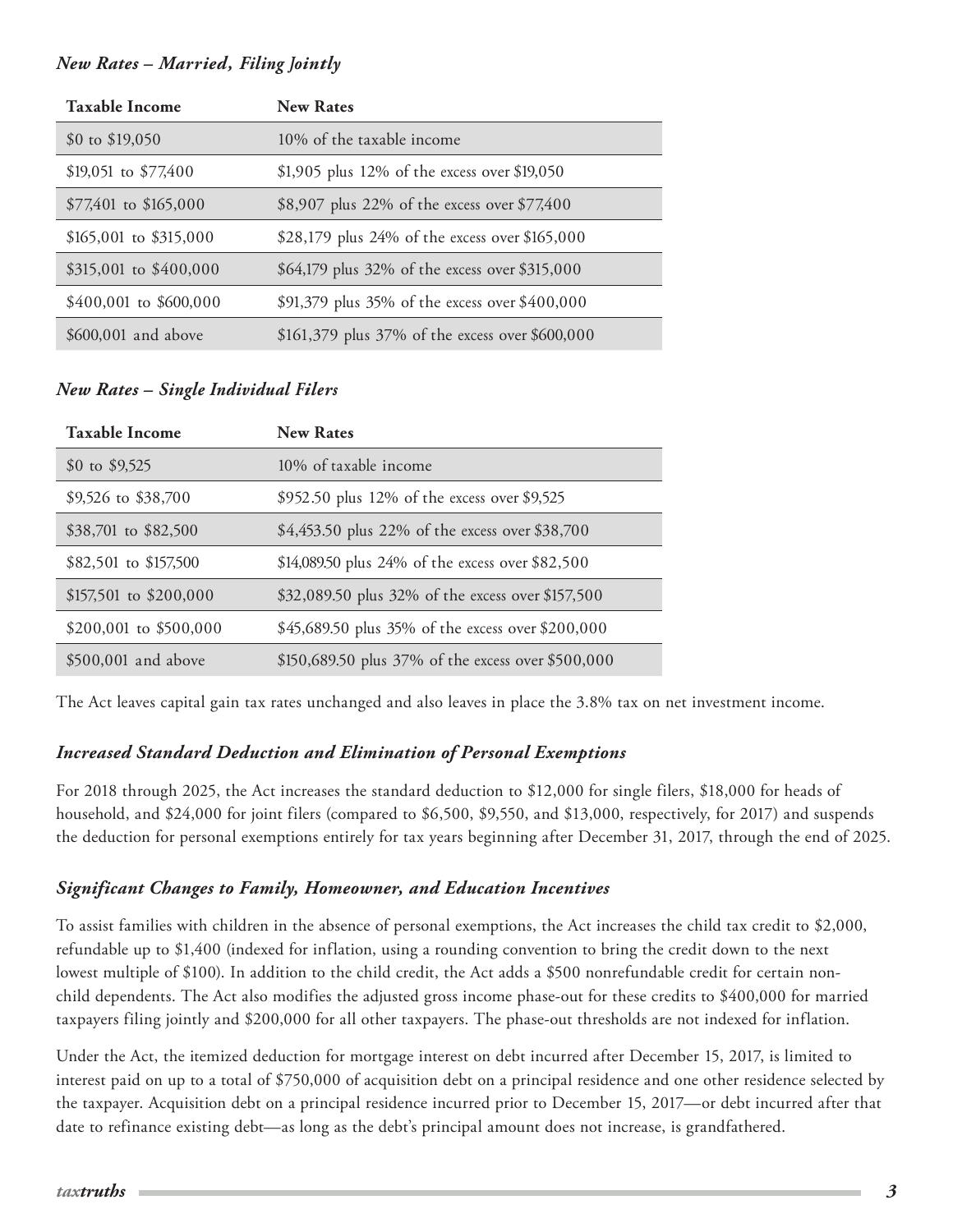### *New Rates – Married, Filing Jointly*

| Taxable Income | New Rates |
|---|---|
| $0 to $19,050 | 10% of the taxable income |
| $19,051 to $77,400 | $1,905 plus 12% of the excess over $19,050 |
| $77,401 to $165,000 | $8,907 plus 22% of the excess over $77,400 |
| $165,001 to $315,000 | $28,179 plus 24% of the excess over $165,000 |
| $315,001 to $400,000 | $64,179 plus 32% of the excess over $315,000 |
| $400,001 to $600,000 | $91,379 plus 35% of the excess over $400,000 |
| $600,001 and above | $161,379 plus 37% of the excess over $600,000 |

### *New Rates – Single Individual Filers*

| Taxable Income | New Rates |
|---|---|
| $0 to $9,525 | 10% of taxable income |
| $9,526 to $38,700 | $952.50 plus 12% of the excess over $9,525 |
| $38,701 to $82,500 | $4,453.50 plus 22% of the excess over $38,700 |
| $82,501 to $157,500 | $14,089.50 plus 24% of the excess over $82,500 |
| $157,501 to $200,000 | $32,089.50 plus 32% of the excess over $157,500 |
| $200,001 to $500,000 | $45,689.50 plus 35% of the excess over $200,000 |
| $500,001 and above | $150,689.50 plus 37% of the excess over $500,000 |

The Act leaves capital gain tax rates unchanged and also leaves in place the 3.8% tax on net investment income.

### *Increased Standard Deduction and Elimination of Personal Exemptions*

For 2018 through 2025, the Act increases the standard deduction to $12,000 for single filers, $18,000 for heads of household, and $24,000 for joint filers (compared to $6,500, $9,550, and $13,000, respectively, for 2017) and suspends the deduction for personal exemptions entirely for tax years beginning after December 31, 2017, through the end of 2025.

### *Significant Changes to Family, Homeowner, and Education Incentives*

To assist families with children in the absence of personal exemptions, the Act increases the child tax credit to $2,000, refundable up to $1,400 (indexed for inflation, using a rounding convention to bring the credit down to the next lowest multiple of $100). In addition to the child credit, the Act adds a $500 nonrefundable credit for certain non-child dependents. The Act also modifies the adjusted gross income phase-out for these credits to $400,000 for married taxpayers filing jointly and $200,000 for all other taxpayers. The phase-out thresholds are not indexed for inflation.

Under the Act, the itemized deduction for mortgage interest on debt incurred after December 15, 2017, is limited to interest paid on up to a total of $750,000 of acquisition debt on a principal residence and one other residence selected by the taxpayer. Acquisition debt on a principal residence incurred prior to December 15, 2017—or debt incurred after that date to refinance existing debt—as long as the debt's principal amount does not increase, is grandfathered.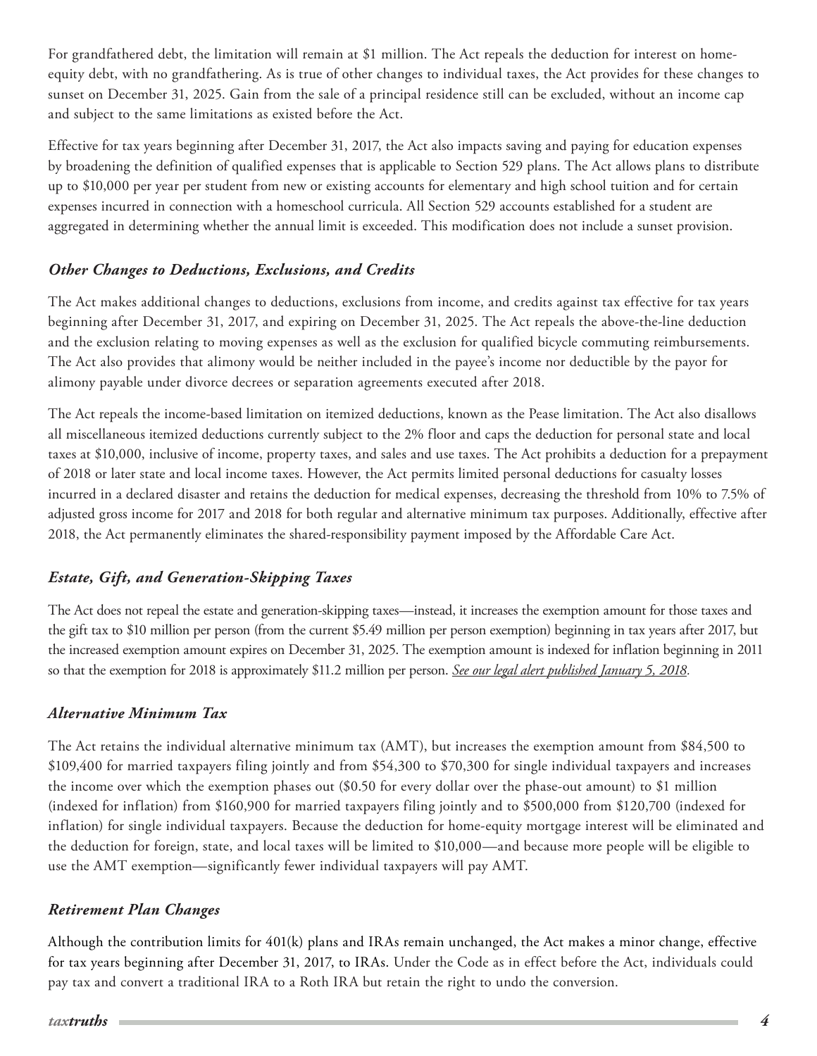For grandfathered debt, the limitation will remain at $1 million. The Act repeals the deduction for interest on home-equity debt, with no grandfathering. As is true of other changes to individual taxes, the Act provides for these changes to sunset on December 31, 2025. Gain from the sale of a principal residence still can be excluded, without an income cap and subject to the same limitations as existed before the Act.

Effective for tax years beginning after December 31, 2017, the Act also impacts saving and paying for education expenses by broadening the definition of qualified expenses that is applicable to Section 529 plans. The Act allows plans to distribute up to $10,000 per year per student from new or existing accounts for elementary and high school tuition and for certain expenses incurred in connection with a homeschool curricula. All Section 529 accounts established for a student are aggregated in determining whether the annual limit is exceeded. This modification does not include a sunset provision.

### *Other Changes to Deductions, Exclusions, and Credits*

The Act makes additional changes to deductions, exclusions from income, and credits against tax effective for tax years beginning after December 31, 2017, and expiring on December 31, 2025. The Act repeals the above-the-line deduction and the exclusion relating to moving expenses as well as the exclusion for qualified bicycle commuting reimbursements. The Act also provides that alimony would be neither included in the payee's income nor deductible by the payor for alimony payable under divorce decrees or separation agreements executed after 2018.

The Act repeals the income-based limitation on itemized deductions, known as the Pease limitation. The Act also disallows all miscellaneous itemized deductions currently subject to the 2% floor and caps the deduction for personal state and local taxes at $10,000, inclusive of income, property taxes, and sales and use taxes. The Act prohibits a deduction for a prepayment of 2018 or later state and local income taxes. However, the Act permits limited personal deductions for casualty losses incurred in a declared disaster and retains the deduction for medical expenses, decreasing the threshold from 10% to 7.5% of adjusted gross income for 2017 and 2018 for both regular and alternative minimum tax purposes. Additionally, effective after 2018, the Act permanently eliminates the shared-responsibility payment imposed by the Affordable Care Act.

### *Estate, Gift, and Generation-Skipping Taxes*

The Act does not repeal the estate and generation-skipping taxes—instead, it increases the exemption amount for those taxes and the gift tax to $10 million per person (from the current $5.49 million per person exemption) beginning in tax years after 2017, but the increased exemption amount expires on December 31, 2025. The exemption amount is indexed for inflation beginning in 2011 so that the exemption for 2018 is approximately $11.2 million per person. *See our legal alert published January 5, 2018*.

### *Alternative Minimum Tax*

The Act retains the individual alternative minimum tax (AMT), but increases the exemption amount from $84,500 to $109,400 for married taxpayers filing jointly and from $54,300 to $70,300 for single individual taxpayers and increases the income over which the exemption phases out ($0.50 for every dollar over the phase-out amount) to $1 million (indexed for inflation) from $160,900 for married taxpayers filing jointly and to $500,000 from $120,700 (indexed for inflation) for single individual taxpayers. Because the deduction for home-equity mortgage interest will be eliminated and the deduction for foreign, state, and local taxes will be limited to $10,000—and because more people will be eligible to use the AMT exemption—significantly fewer individual taxpayers will pay AMT.

### *Retirement Plan Changes*

Although the contribution limits for 401(k) plans and IRAs remain unchanged, the Act makes a minor change, effective for tax years beginning after December 31, 2017, to IRAs. Under the Code as in effect before the Act, individuals could pay tax and convert a traditional IRA to a Roth IRA but retain the right to undo the conversion.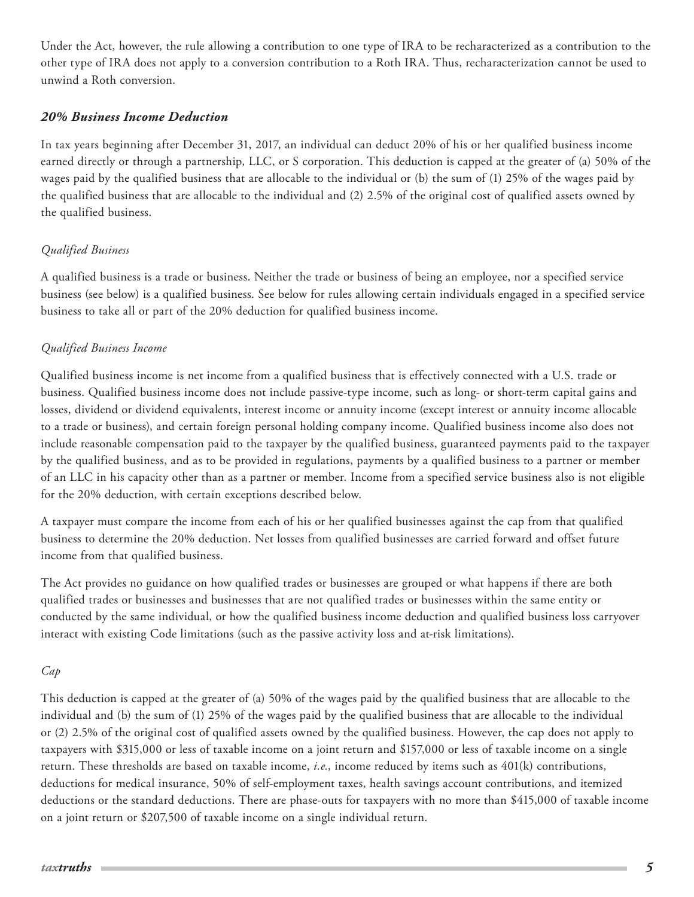Under the Act, however, the rule allowing a contribution to one type of IRA to be recharacterized as a contribution to the other type of IRA does not apply to a conversion contribution to a Roth IRA. Thus, recharacterization cannot be used to unwind a Roth conversion.

### *20% Business Income Deduction*

In tax years beginning after December 31, 2017, an individual can deduct 20% of his or her qualified business income earned directly or through a partnership, LLC, or S corporation. This deduction is capped at the greater of (a) 50% of the wages paid by the qualified business that are allocable to the individual or (b) the sum of (1) 25% of the wages paid by the qualified business that are allocable to the individual and (2) 2.5% of the original cost of qualified assets owned by the qualified business.

#### *Qualified Business*

A qualified business is a trade or business. Neither the trade or business of being an employee, nor a specified service business (see below) is a qualified business. See below for rules allowing certain individuals engaged in a specified service business to take all or part of the 20% deduction for qualified business income.

#### *Qualified Business Income*

Qualified business income is net income from a qualified business that is effectively connected with a U.S. trade or business. Qualified business income does not include passive-type income, such as long- or short-term capital gains and losses, dividend or dividend equivalents, interest income or annuity income (except interest or annuity income allocable to a trade or business), and certain foreign personal holding company income. Qualified business income also does not include reasonable compensation paid to the taxpayer by the qualified business, guaranteed payments paid to the taxpayer by the qualified business, and as to be provided in regulations, payments by a qualified business to a partner or member of an LLC in his capacity other than as a partner or member. Income from a specified service business also is not eligible for the 20% deduction, with certain exceptions described below.

A taxpayer must compare the income from each of his or her qualified businesses against the cap from that qualified business to determine the 20% deduction. Net losses from qualified businesses are carried forward and offset future income from that qualified business.

The Act provides no guidance on how qualified trades or businesses are grouped or what happens if there are both qualified trades or businesses and businesses that are not qualified trades or businesses within the same entity or conducted by the same individual, or how the qualified business income deduction and qualified business loss carryover interact with existing Code limitations (such as the passive activity loss and at-risk limitations).

#### *Cap*

This deduction is capped at the greater of (a) 50% of the wages paid by the qualified business that are allocable to the individual and (b) the sum of (1) 25% of the wages paid by the qualified business that are allocable to the individual or (2) 2.5% of the original cost of qualified assets owned by the qualified business. However, the cap does not apply to taxpayers with $315,000 or less of taxable income on a joint return and $157,000 or less of taxable income on a single return. These thresholds are based on taxable income, *i.e.*, income reduced by items such as 401(k) contributions, deductions for medical insurance, 50% of self-employment taxes, health savings account contributions, and itemized deductions or the standard deductions. There are phase-outs for taxpayers with no more than $415,000 of taxable income on a joint return or $207,500 of taxable income on a single individual return.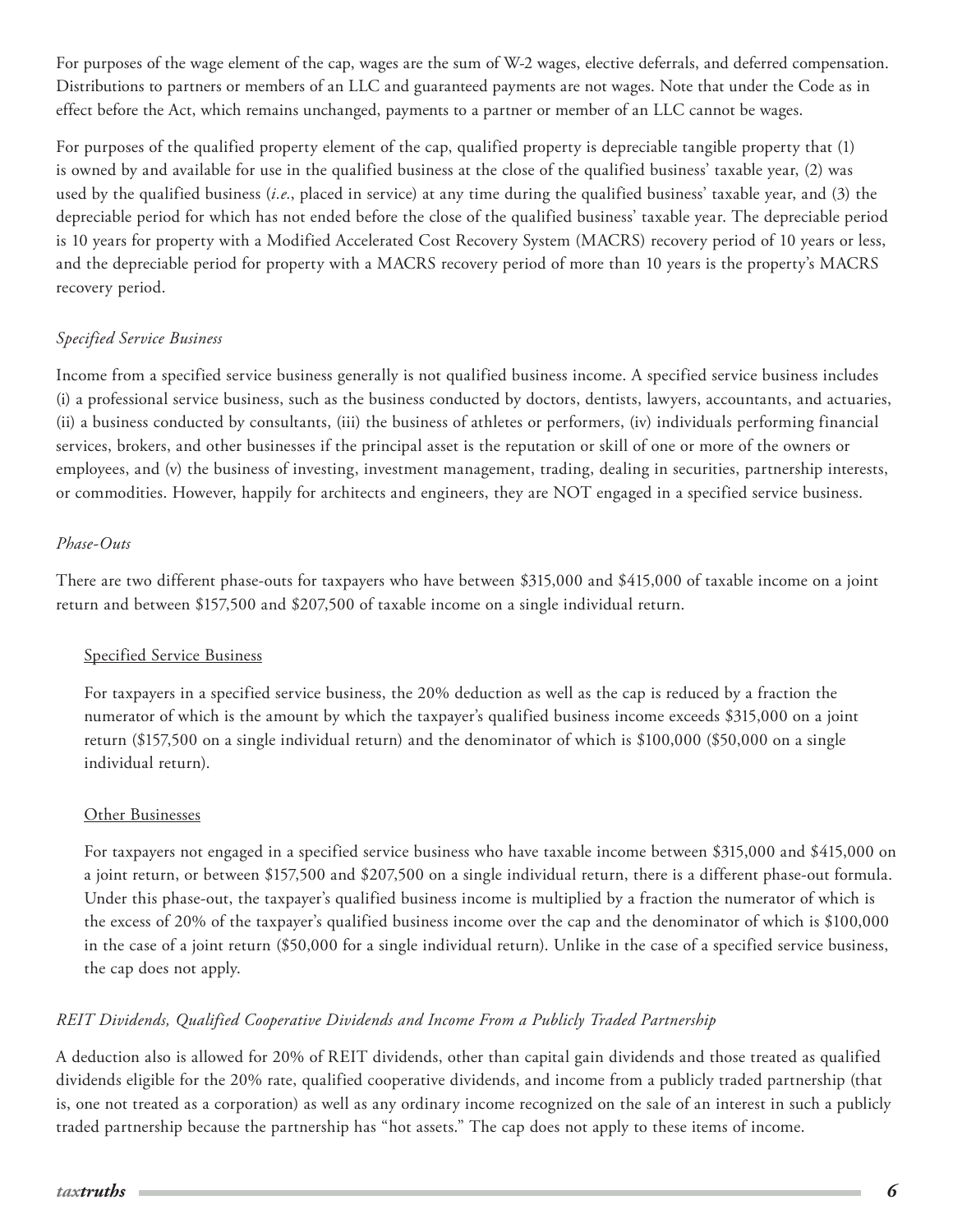For purposes of the wage element of the cap, wages are the sum of W-2 wages, elective deferrals, and deferred compensation. Distributions to partners or members of an LLC and guaranteed payments are not wages. Note that under the Code as in effect before the Act, which remains unchanged, payments to a partner or member of an LLC cannot be wages.

For purposes of the qualified property element of the cap, qualified property is depreciable tangible property that (1) is owned by and available for use in the qualified business at the close of the qualified business' taxable year, (2) was used by the qualified business (*i.e.*, placed in service) at any time during the qualified business' taxable year, and (3) the depreciable period for which has not ended before the close of the qualified business' taxable year. The depreciable period is 10 years for property with a Modified Accelerated Cost Recovery System (MACRS) recovery period of 10 years or less, and the depreciable period for property with a MACRS recovery period of more than 10 years is the property's MACRS recovery period.

*Specified Service Business*

Income from a specified service business generally is not qualified business income. A specified service business includes (i) a professional service business, such as the business conducted by doctors, dentists, lawyers, accountants, and actuaries, (ii) a business conducted by consultants, (iii) the business of athletes or performers, (iv) individuals performing financial services, brokers, and other businesses if the principal asset is the reputation or skill of one or more of the owners or employees, and (v) the business of investing, investment management, trading, dealing in securities, partnership interests, or commodities. However, happily for architects and engineers, they are NOT engaged in a specified service business.

*Phase-Outs*

There are two different phase-outs for taxpayers who have between $315,000 and $415,000 of taxable income on a joint return and between $157,500 and $207,500 of taxable income on a single individual return.

Specified Service Business

For taxpayers in a specified service business, the 20% deduction as well as the cap is reduced by a fraction the numerator of which is the amount by which the taxpayer's qualified business income exceeds $315,000 on a joint return ($157,500 on a single individual return) and the denominator of which is $100,000 ($50,000 on a single individual return).

Other Businesses

For taxpayers not engaged in a specified service business who have taxable income between $315,000 and $415,000 on a joint return, or between $157,500 and $207,500 on a single individual return, there is a different phase-out formula. Under this phase-out, the taxpayer's qualified business income is multiplied by a fraction the numerator of which is the excess of 20% of the taxpayer's qualified business income over the cap and the denominator of which is $100,000 in the case of a joint return ($50,000 for a single individual return). Unlike in the case of a specified service business, the cap does not apply.

*REIT Dividends, Qualified Cooperative Dividends and Income From a Publicly Traded Partnership*

A deduction also is allowed for 20% of REIT dividends, other than capital gain dividends and those treated as qualified dividends eligible for the 20% rate, qualified cooperative dividends, and income from a publicly traded partnership (that is, one not treated as a corporation) as well as any ordinary income recognized on the sale of an interest in such a publicly traded partnership because the partnership has "hot assets." The cap does not apply to these items of income.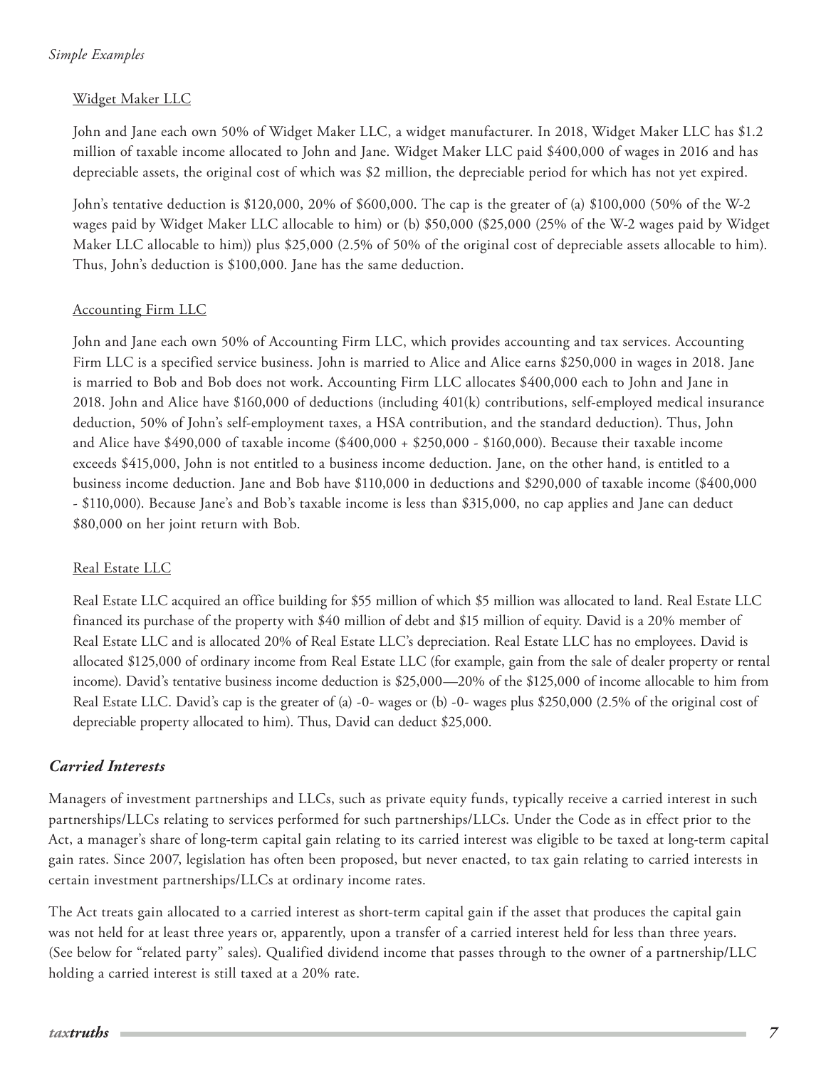*Simple Examples*

Widget Maker LLC

John and Jane each own 50% of Widget Maker LLC, a widget manufacturer. In 2018, Widget Maker LLC has $1.2 million of taxable income allocated to John and Jane. Widget Maker LLC paid $400,000 of wages in 2016 and has depreciable assets, the original cost of which was $2 million, the depreciable period for which has not yet expired.

John's tentative deduction is $120,000, 20% of $600,000. The cap is the greater of (a) $100,000 (50% of the W-2 wages paid by Widget Maker LLC allocable to him) or (b) $50,000 ($25,000 (25% of the W-2 wages paid by Widget Maker LLC allocable to him)) plus $25,000 (2.5% of 50% of the original cost of depreciable assets allocable to him). Thus, John's deduction is $100,000. Jane has the same deduction.

Accounting Firm LLC

John and Jane each own 50% of Accounting Firm LLC, which provides accounting and tax services. Accounting Firm LLC is a specified service business. John is married to Alice and Alice earns $250,000 in wages in 2018. Jane is married to Bob and Bob does not work. Accounting Firm LLC allocates $400,000 each to John and Jane in 2018. John and Alice have $160,000 of deductions (including 401(k) contributions, self-employed medical insurance deduction, 50% of John's self-employment taxes, a HSA contribution, and the standard deduction). Thus, John and Alice have $490,000 of taxable income ($400,000 + $250,000 - $160,000). Because their taxable income exceeds $415,000, John is not entitled to a business income deduction. Jane, on the other hand, is entitled to a business income deduction. Jane and Bob have $110,000 in deductions and $290,000 of taxable income ($400,000 - $110,000). Because Jane's and Bob's taxable income is less than $315,000, no cap applies and Jane can deduct $80,000 on her joint return with Bob.

Real Estate LLC

Real Estate LLC acquired an office building for $55 million of which $5 million was allocated to land. Real Estate LLC financed its purchase of the property with $40 million of debt and $15 million of equity. David is a 20% member of Real Estate LLC and is allocated 20% of Real Estate LLC's depreciation. Real Estate LLC has no employees. David is allocated $125,000 of ordinary income from Real Estate LLC (for example, gain from the sale of dealer property or rental income). David's tentative business income deduction is $25,000—20% of the $125,000 of income allocable to him from Real Estate LLC. David's cap is the greater of (a) -0- wages or (b) -0- wages plus $250,000 (2.5% of the original cost of depreciable property allocated to him). Thus, David can deduct $25,000.

### *Carried Interests*

Managers of investment partnerships and LLCs, such as private equity funds, typically receive a carried interest in such partnerships/LLCs relating to services performed for such partnerships/LLCs. Under the Code as in effect prior to the Act, a manager's share of long-term capital gain relating to its carried interest was eligible to be taxed at long-term capital gain rates. Since 2007, legislation has often been proposed, but never enacted, to tax gain relating to carried interests in certain investment partnerships/LLCs at ordinary income rates.

The Act treats gain allocated to a carried interest as short-term capital gain if the asset that produces the capital gain was not held for at least three years or, apparently, upon a transfer of a carried interest held for less than three years. (See below for "related party" sales). Qualified dividend income that passes through to the owner of a partnership/LLC holding a carried interest is still taxed at a 20% rate.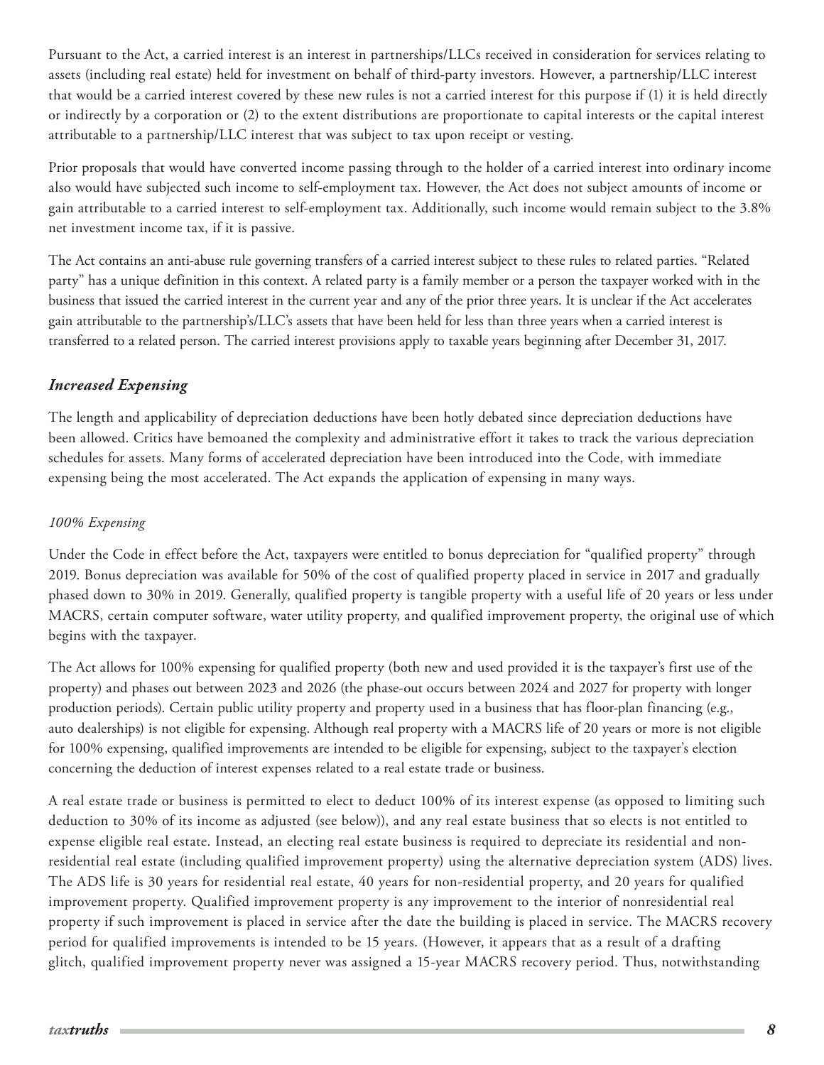Pursuant to the Act, a carried interest is an interest in partnerships/LLCs received in consideration for services relating to assets (including real estate) held for investment on behalf of third-party investors. However, a partnership/LLC interest that would be a carried interest covered by these new rules is not a carried interest for this purpose if (1) it is held directly or indirectly by a corporation or (2) to the extent distributions are proportionate to capital interests or the capital interest attributable to a partnership/LLC interest that was subject to tax upon receipt or vesting.

Prior proposals that would have converted income passing through to the holder of a carried interest into ordinary income also would have subjected such income to self-employment tax. However, the Act does not subject amounts of income or gain attributable to a carried interest to self-employment tax. Additionally, such income would remain subject to the 3.8% net investment income tax, if it is passive.

The Act contains an anti-abuse rule governing transfers of a carried interest subject to these rules to related parties. "Related party" has a unique definition in this context. A related party is a family member or a person the taxpayer worked with in the business that issued the carried interest in the current year and any of the prior three years. It is unclear if the Act accelerates gain attributable to the partnership's/LLC's assets that have been held for less than three years when a carried interest is transferred to a related person. The carried interest provisions apply to taxable years beginning after December 31, 2017.

## *Increased Expensing*

The length and applicability of depreciation deductions have been hotly debated since depreciation deductions have been allowed. Critics have bemoaned the complexity and administrative effort it takes to track the various depreciation schedules for assets. Many forms of accelerated depreciation have been introduced into the Code, with immediate expensing being the most accelerated. The Act expands the application of expensing in many ways.

### *100% Expensing*

Under the Code in effect before the Act, taxpayers were entitled to bonus depreciation for "qualified property" through 2019. Bonus depreciation was available for 50% of the cost of qualified property placed in service in 2017 and gradually phased down to 30% in 2019. Generally, qualified property is tangible property with a useful life of 20 years or less under MACRS, certain computer software, water utility property, and qualified improvement property, the original use of which begins with the taxpayer.

The Act allows for 100% expensing for qualified property (both new and used provided it is the taxpayer's first use of the property) and phases out between 2023 and 2026 (the phase-out occurs between 2024 and 2027 for property with longer production periods). Certain public utility property and property used in a business that has floor-plan financing (e.g., auto dealerships) is not eligible for expensing. Although real property with a MACRS life of 20 years or more is not eligible for 100% expensing, qualified improvements are intended to be eligible for expensing, subject to the taxpayer's election concerning the deduction of interest expenses related to a real estate trade or business.

A real estate trade or business is permitted to elect to deduct 100% of its interest expense (as opposed to limiting such deduction to 30% of its income as adjusted (see below)), and any real estate business that so elects is not entitled to expense eligible real estate. Instead, an electing real estate business is required to depreciate its residential and non-residential real estate (including qualified improvement property) using the alternative depreciation system (ADS) lives. The ADS life is 30 years for residential real estate, 40 years for non-residential property, and 20 years for qualified improvement property. Qualified improvement property is any improvement to the interior of nonresidential real property if such improvement is placed in service after the date the building is placed in service. The MACRS recovery period for qualified improvements is intended to be 15 years. (However, it appears that as a result of a drafting glitch, qualified improvement property never was assigned a 15-year MACRS recovery period. Thus, notwithstanding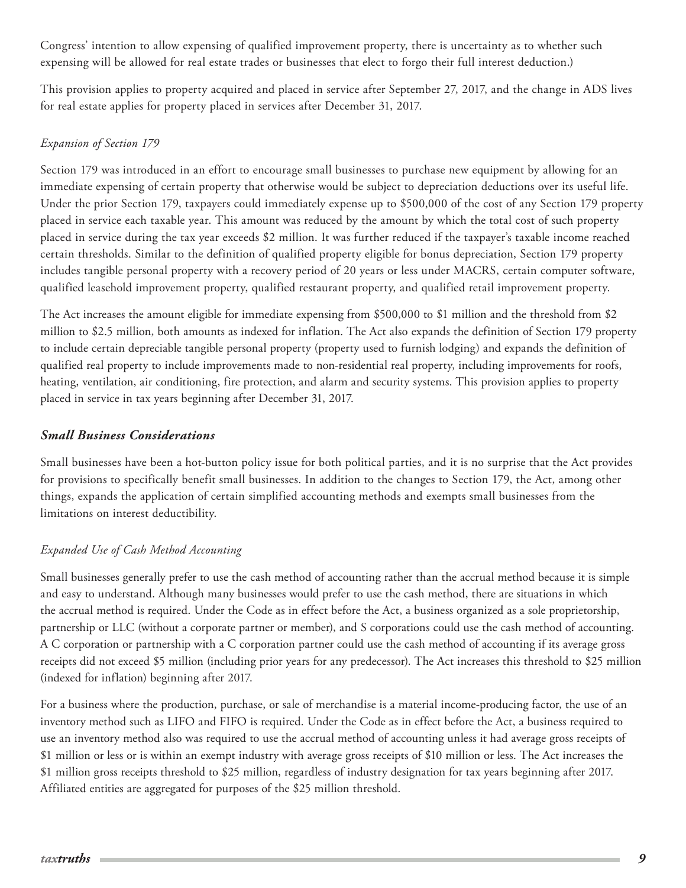Congress' intention to allow expensing of qualified improvement property, there is uncertainty as to whether such expensing will be allowed for real estate trades or businesses that elect to forgo their full interest deduction.)

This provision applies to property acquired and placed in service after September 27, 2017, and the change in ADS lives for real estate applies for property placed in services after December 31, 2017.

*Expansion of Section 179*

Section 179 was introduced in an effort to encourage small businesses to purchase new equipment by allowing for an immediate expensing of certain property that otherwise would be subject to depreciation deductions over its useful life. Under the prior Section 179, taxpayers could immediately expense up to $500,000 of the cost of any Section 179 property placed in service each taxable year. This amount was reduced by the amount by which the total cost of such property placed in service during the tax year exceeds $2 million. It was further reduced if the taxpayer's taxable income reached certain thresholds. Similar to the definition of qualified property eligible for bonus depreciation, Section 179 property includes tangible personal property with a recovery period of 20 years or less under MACRS, certain computer software, qualified leasehold improvement property, qualified restaurant property, and qualified retail improvement property.

The Act increases the amount eligible for immediate expensing from $500,000 to $1 million and the threshold from $2 million to $2.5 million, both amounts as indexed for inflation. The Act also expands the definition of Section 179 property to include certain depreciable tangible personal property (property used to furnish lodging) and expands the definition of qualified real property to include improvements made to non-residential real property, including improvements for roofs, heating, ventilation, air conditioning, fire protection, and alarm and security systems. This provision applies to property placed in service in tax years beginning after December 31, 2017.

## ***Small Business Considerations***

Small businesses have been a hot-button policy issue for both political parties, and it is no surprise that the Act provides for provisions to specifically benefit small businesses. In addition to the changes to Section 179, the Act, among other things, expands the application of certain simplified accounting methods and exempts small businesses from the limitations on interest deductibility.

*Expanded Use of Cash Method Accounting*

Small businesses generally prefer to use the cash method of accounting rather than the accrual method because it is simple and easy to understand. Although many businesses would prefer to use the cash method, there are situations in which the accrual method is required. Under the Code as in effect before the Act, a business organized as a sole proprietorship, partnership or LLC (without a corporate partner or member), and S corporations could use the cash method of accounting. A C corporation or partnership with a C corporation partner could use the cash method of accounting if its average gross receipts did not exceed $5 million (including prior years for any predecessor). The Act increases this threshold to $25 million (indexed for inflation) beginning after 2017.

For a business where the production, purchase, or sale of merchandise is a material income-producing factor, the use of an inventory method such as LIFO and FIFO is required. Under the Code as in effect before the Act, a business required to use an inventory method also was required to use the accrual method of accounting unless it had average gross receipts of $1 million or less or is within an exempt industry with average gross receipts of $10 million or less. The Act increases the $1 million gross receipts threshold to $25 million, regardless of industry designation for tax years beginning after 2017. Affiliated entities are aggregated for purposes of the $25 million threshold.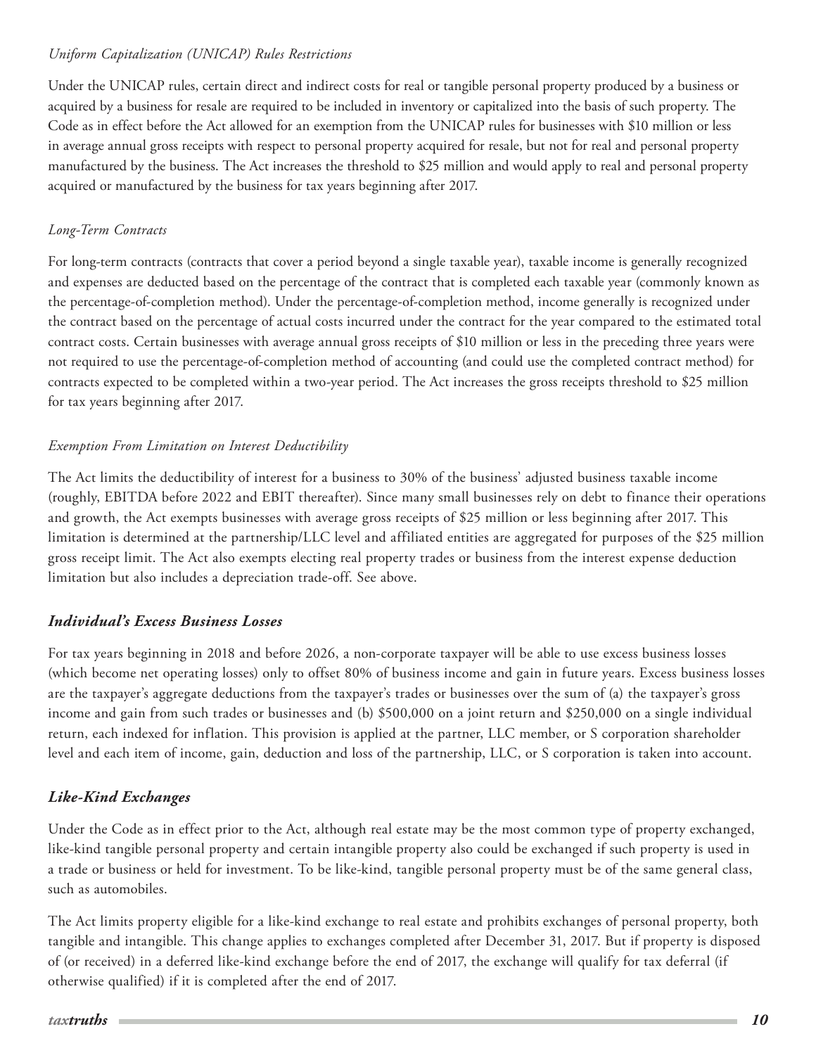*Uniform Capitalization (UNICAP) Rules Restrictions*

Under the UNICAP rules, certain direct and indirect costs for real or tangible personal property produced by a business or acquired by a business for resale are required to be included in inventory or capitalized into the basis of such property. The Code as in effect before the Act allowed for an exemption from the UNICAP rules for businesses with $10 million or less in average annual gross receipts with respect to personal property acquired for resale, but not for real and personal property manufactured by the business. The Act increases the threshold to $25 million and would apply to real and personal property acquired or manufactured by the business for tax years beginning after 2017.

*Long-Term Contracts*

For long-term contracts (contracts that cover a period beyond a single taxable year), taxable income is generally recognized and expenses are deducted based on the percentage of the contract that is completed each taxable year (commonly known as the percentage-of-completion method). Under the percentage-of-completion method, income generally is recognized under the contract based on the percentage of actual costs incurred under the contract for the year compared to the estimated total contract costs. Certain businesses with average annual gross receipts of $10 million or less in the preceding three years were not required to use the percentage-of-completion method of accounting (and could use the completed contract method) for contracts expected to be completed within a two-year period. The Act increases the gross receipts threshold to $25 million for tax years beginning after 2017.

*Exemption From Limitation on Interest Deductibility*

The Act limits the deductibility of interest for a business to 30% of the business' adjusted business taxable income (roughly, EBITDA before 2022 and EBIT thereafter). Since many small businesses rely on debt to finance their operations and growth, the Act exempts businesses with average gross receipts of $25 million or less beginning after 2017. This limitation is determined at the partnership/LLC level and affiliated entities are aggregated for purposes of the $25 million gross receipt limit. The Act also exempts electing real property trades or business from the interest expense deduction limitation but also includes a depreciation trade-off. See above.

### *Individual's Excess Business Losses*

For tax years beginning in 2018 and before 2026, a non-corporate taxpayer will be able to use excess business losses (which become net operating losses) only to offset 80% of business income and gain in future years. Excess business losses are the taxpayer's aggregate deductions from the taxpayer's trades or businesses over the sum of (a) the taxpayer's gross income and gain from such trades or businesses and (b) $500,000 on a joint return and $250,000 on a single individual return, each indexed for inflation. This provision is applied at the partner, LLC member, or S corporation shareholder level and each item of income, gain, deduction and loss of the partnership, LLC, or S corporation is taken into account.

### *Like-Kind Exchanges*

Under the Code as in effect prior to the Act, although real estate may be the most common type of property exchanged, like-kind tangible personal property and certain intangible property also could be exchanged if such property is used in a trade or business or held for investment. To be like-kind, tangible personal property must be of the same general class, such as automobiles.

The Act limits property eligible for a like-kind exchange to real estate and prohibits exchanges of personal property, both tangible and intangible. This change applies to exchanges completed after December 31, 2017. But if property is disposed of (or received) in a deferred like-kind exchange before the end of 2017, the exchange will qualify for tax deferral (if otherwise qualified) if it is completed after the end of 2017.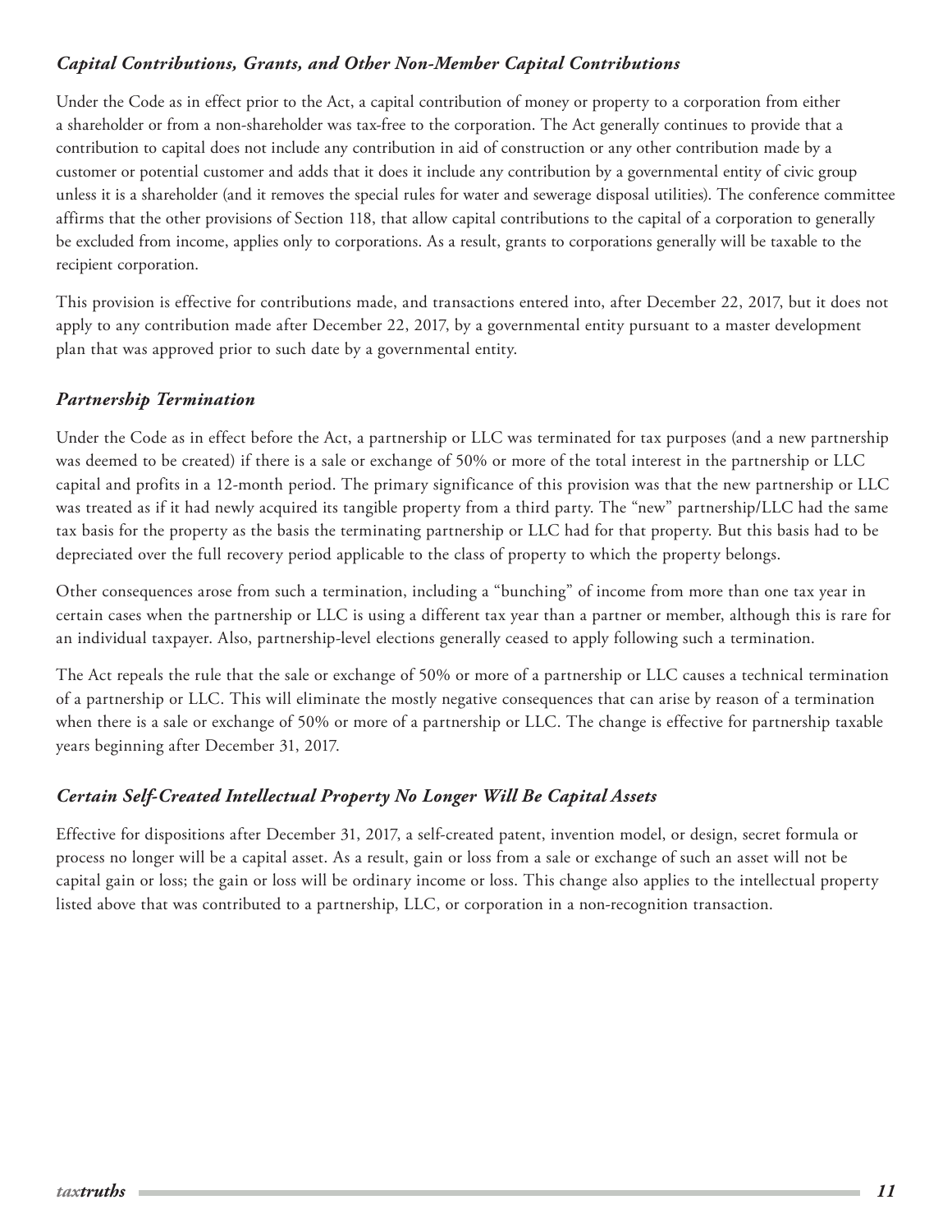### *Capital Contributions, Grants, and Other Non-Member Capital Contributions*

Under the Code as in effect prior to the Act, a capital contribution of money or property to a corporation from either a shareholder or from a non-shareholder was tax-free to the corporation. The Act generally continues to provide that a contribution to capital does not include any contribution in aid of construction or any other contribution made by a customer or potential customer and adds that it does it include any contribution by a governmental entity of civic group unless it is a shareholder (and it removes the special rules for water and sewerage disposal utilities). The conference committee affirms that the other provisions of Section 118, that allow capital contributions to the capital of a corporation to generally be excluded from income, applies only to corporations. As a result, grants to corporations generally will be taxable to the recipient corporation.

This provision is effective for contributions made, and transactions entered into, after December 22, 2017, but it does not apply to any contribution made after December 22, 2017, by a governmental entity pursuant to a master development plan that was approved prior to such date by a governmental entity.

### *Partnership Termination*

Under the Code as in effect before the Act, a partnership or LLC was terminated for tax purposes (and a new partnership was deemed to be created) if there is a sale or exchange of 50% or more of the total interest in the partnership or LLC capital and profits in a 12-month period. The primary significance of this provision was that the new partnership or LLC was treated as if it had newly acquired its tangible property from a third party. The "new" partnership/LLC had the same tax basis for the property as the basis the terminating partnership or LLC had for that property. But this basis had to be depreciated over the full recovery period applicable to the class of property to which the property belongs.

Other consequences arose from such a termination, including a "bunching" of income from more than one tax year in certain cases when the partnership or LLC is using a different tax year than a partner or member, although this is rare for an individual taxpayer. Also, partnership-level elections generally ceased to apply following such a termination.

The Act repeals the rule that the sale or exchange of 50% or more of a partnership or LLC causes a technical termination of a partnership or LLC. This will eliminate the mostly negative consequences that can arise by reason of a termination when there is a sale or exchange of 50% or more of a partnership or LLC. The change is effective for partnership taxable years beginning after December 31, 2017.

### *Certain Self-Created Intellectual Property No Longer Will Be Capital Assets*

Effective for dispositions after December 31, 2017, a self-created patent, invention model, or design, secret formula or process no longer will be a capital asset. As a result, gain or loss from a sale or exchange of such an asset will not be capital gain or loss; the gain or loss will be ordinary income or loss. This change also applies to the intellectual property listed above that was contributed to a partnership, LLC, or corporation in a non-recognition transaction.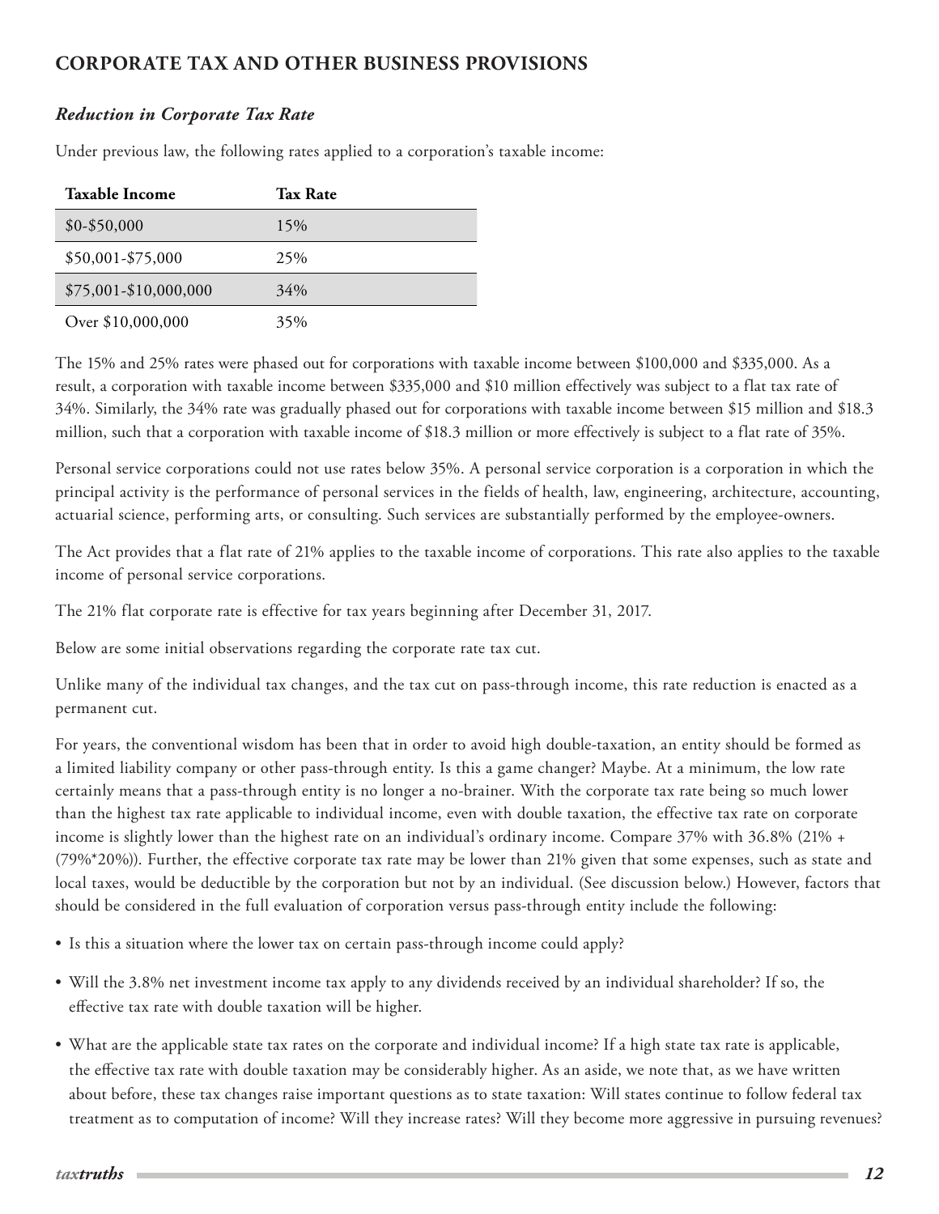## CORPORATE TAX AND OTHER BUSINESS PROVISIONS

### *Reduction in Corporate Tax Rate*

Under previous law, the following rates applied to a corporation's taxable income:

| Taxable Income | Tax Rate |
|---|---|
| $0-$50,000 | 15% |
| $50,001-$75,000 | 25% |
| $75,001-$10,000,000 | 34% |
| Over $10,000,000 | 35% |

The 15% and 25% rates were phased out for corporations with taxable income between $100,000 and $335,000. As a result, a corporation with taxable income between $335,000 and $10 million effectively was subject to a flat tax rate of 34%. Similarly, the 34% rate was gradually phased out for corporations with taxable income between $15 million and $18.3 million, such that a corporation with taxable income of $18.3 million or more effectively is subject to a flat rate of 35%.

Personal service corporations could not use rates below 35%. A personal service corporation is a corporation in which the principal activity is the performance of personal services in the fields of health, law, engineering, architecture, accounting, actuarial science, performing arts, or consulting. Such services are substantially performed by the employee-owners.

The Act provides that a flat rate of 21% applies to the taxable income of corporations. This rate also applies to the taxable income of personal service corporations.

The 21% flat corporate rate is effective for tax years beginning after December 31, 2017.

Below are some initial observations regarding the corporate rate tax cut.

Unlike many of the individual tax changes, and the tax cut on pass-through income, this rate reduction is enacted as a permanent cut.

For years, the conventional wisdom has been that in order to avoid high double-taxation, an entity should be formed as a limited liability company or other pass-through entity. Is this a game changer? Maybe. At a minimum, the low rate certainly means that a pass-through entity is no longer a no-brainer. With the corporate tax rate being so much lower than the highest tax rate applicable to individual income, even with double taxation, the effective tax rate on corporate income is slightly lower than the highest rate on an individual's ordinary income. Compare 37% with 36.8% (21% + (79%*20%)). Further, the effective corporate tax rate may be lower than 21% given that some expenses, such as state and local taxes, would be deductible by the corporation but not by an individual. (See discussion below.) However, factors that should be considered in the full evaluation of corporation versus pass-through entity include the following:

- Is this a situation where the lower tax on certain pass-through income could apply?
- Will the 3.8% net investment income tax apply to any dividends received by an individual shareholder? If so, the effective tax rate with double taxation will be higher.
- What are the applicable state tax rates on the corporate and individual income? If a high state tax rate is applicable, the effective tax rate with double taxation may be considerably higher. As an aside, we note that, as we have written about before, these tax changes raise important questions as to state taxation: Will states continue to follow federal tax treatment as to computation of income? Will they increase rates? Will they become more aggressive in pursuing revenues?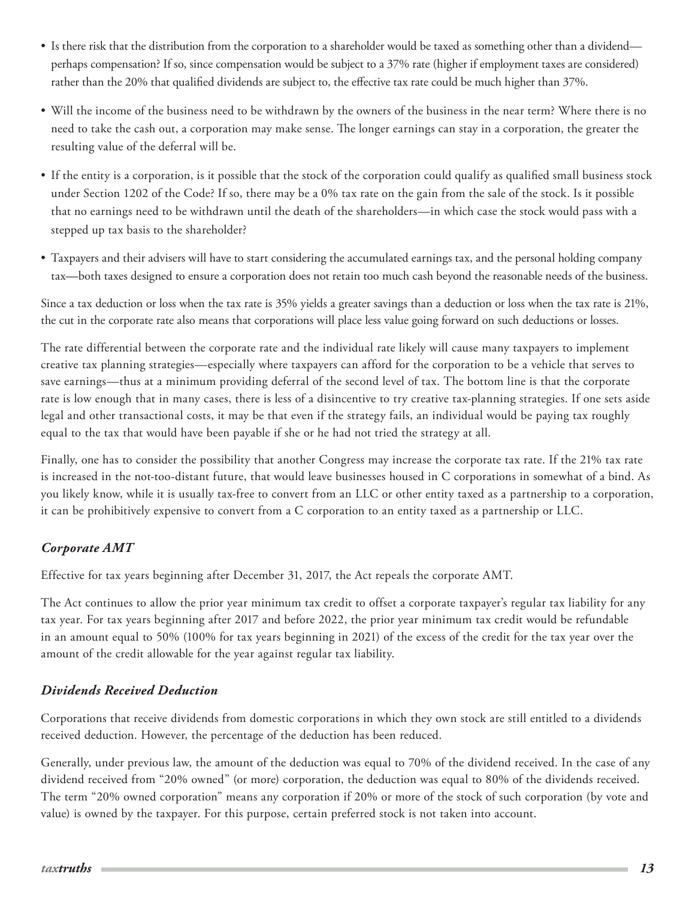- Is there risk that the distribution from the corporation to a shareholder would be taxed as something other than a dividend—perhaps compensation? If so, since compensation would be subject to a 37% rate (higher if employment taxes are considered) rather than the 20% that qualified dividends are subject to, the effective tax rate could be much higher than 37%.
- Will the income of the business need to be withdrawn by the owners of the business in the near term? Where there is no need to take the cash out, a corporation may make sense. The longer earnings can stay in a corporation, the greater the resulting value of the deferral will be.
- If the entity is a corporation, is it possible that the stock of the corporation could qualify as qualified small business stock under Section 1202 of the Code? If so, there may be a 0% tax rate on the gain from the sale of the stock. Is it possible that no earnings need to be withdrawn until the death of the shareholders—in which case the stock would pass with a stepped up tax basis to the shareholder?
- Taxpayers and their advisers will have to start considering the accumulated earnings tax, and the personal holding company tax—both taxes designed to ensure a corporation does not retain too much cash beyond the reasonable needs of the business.

Since a tax deduction or loss when the tax rate is 35% yields a greater savings than a deduction or loss when the tax rate is 21%, the cut in the corporate rate also means that corporations will place less value going forward on such deductions or losses.

The rate differential between the corporate rate and the individual rate likely will cause many taxpayers to implement creative tax planning strategies—especially where taxpayers can afford for the corporation to be a vehicle that serves to save earnings—thus at a minimum providing deferral of the second level of tax. The bottom line is that the corporate rate is low enough that in many cases, there is less of a disincentive to try creative tax-planning strategies. If one sets aside legal and other transactional costs, it may be that even if the strategy fails, an individual would be paying tax roughly equal to the tax that would have been payable if she or he had not tried the strategy at all.

Finally, one has to consider the possibility that another Congress may increase the corporate tax rate. If the 21% tax rate is increased in the not-too-distant future, that would leave businesses housed in C corporations in somewhat of a bind. As you likely know, while it is usually tax-free to convert from an LLC or other entity taxed as a partnership to a corporation, it can be prohibitively expensive to convert from a C corporation to an entity taxed as a partnership or LLC.

### *Corporate AMT*

Effective for tax years beginning after December 31, 2017, the Act repeals the corporate AMT.

The Act continues to allow the prior year minimum tax credit to offset a corporate taxpayer's regular tax liability for any tax year. For tax years beginning after 2017 and before 2022, the prior year minimum tax credit would be refundable in an amount equal to 50% (100% for tax years beginning in 2021) of the excess of the credit for the tax year over the amount of the credit allowable for the year against regular tax liability.

### *Dividends Received Deduction*

Corporations that receive dividends from domestic corporations in which they own stock are still entitled to a dividends received deduction. However, the percentage of the deduction has been reduced.

Generally, under previous law, the amount of the deduction was equal to 70% of the dividend received. In the case of any dividend received from "20% owned" (or more) corporation, the deduction was equal to 80% of the dividends received. The term "20% owned corporation" means any corporation if 20% or more of the stock of such corporation (by vote and value) is owned by the taxpayer. For this purpose, certain preferred stock is not taken into account.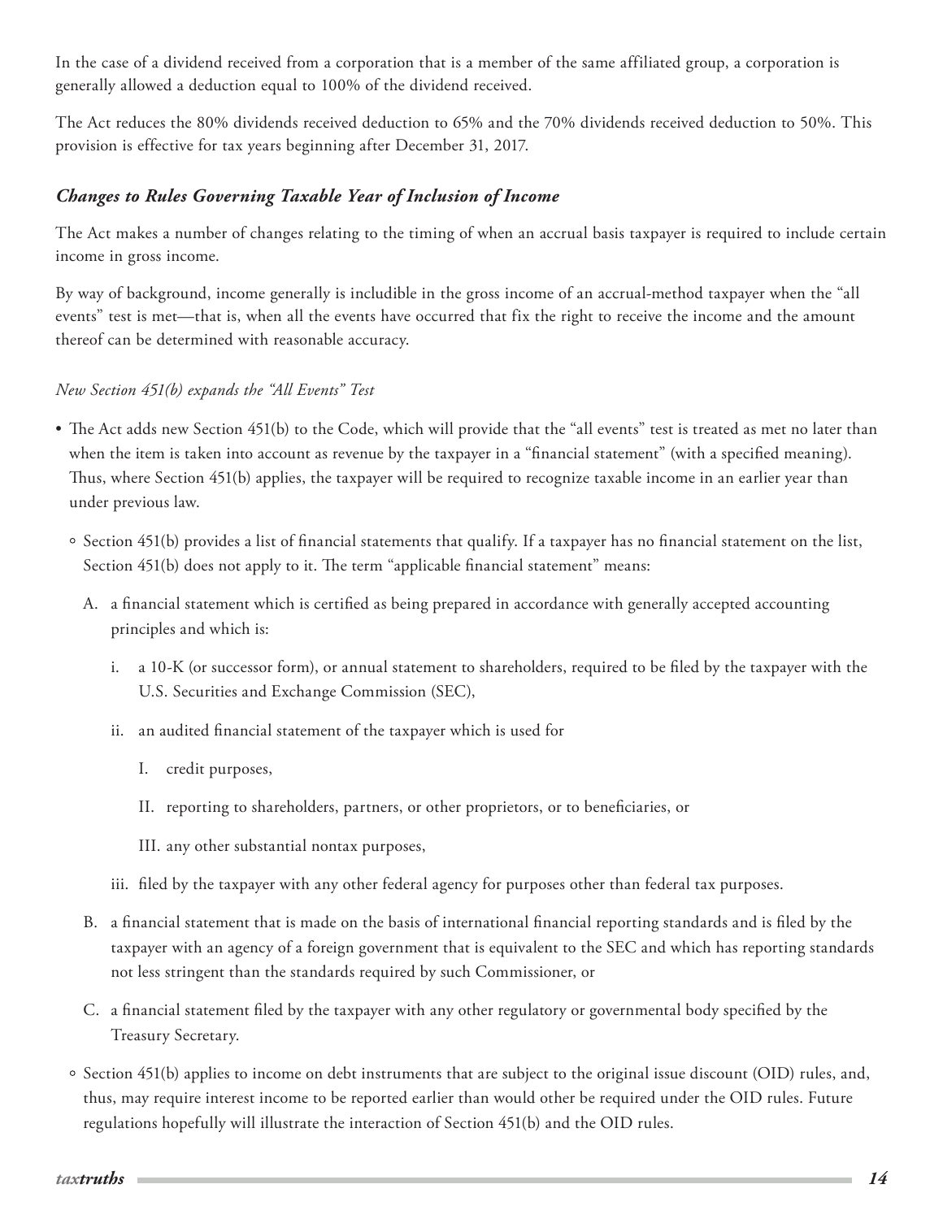In the case of a dividend received from a corporation that is a member of the same affiliated group, a corporation is generally allowed a deduction equal to 100% of the dividend received.

The Act reduces the 80% dividends received deduction to 65% and the 70% dividends received deduction to 50%. This provision is effective for tax years beginning after December 31, 2017.

### *Changes to Rules Governing Taxable Year of Inclusion of Income*

The Act makes a number of changes relating to the timing of when an accrual basis taxpayer is required to include certain income in gross income.

By way of background, income generally is includible in the gross income of an accrual-method taxpayer when the "all events" test is met—that is, when all the events have occurred that fix the right to receive the income and the amount thereof can be determined with reasonable accuracy.

*New Section 451(b) expands the "All Events" Test*

- The Act adds new Section 451(b) to the Code, which will provide that the "all events" test is treated as met no later than when the item is taken into account as revenue by the taxpayer in a "financial statement" (with a specified meaning). Thus, where Section 451(b) applies, the taxpayer will be required to recognize taxable income in an earlier year than under previous law.
    - Section 451(b) provides a list of financial statements that qualify. If a taxpayer has no financial statement on the list, Section 451(b) does not apply to it. The term "applicable financial statement" means:
        - A. a financial statement which is certified as being prepared in accordance with generally accepted accounting principles and which is:
            - i. a 10-K (or successor form), or annual statement to shareholders, required to be filed by the taxpayer with the U.S. Securities and Exchange Commission (SEC),
            - ii. an audited financial statement of the taxpayer which is used for
                - I. credit purposes,
                - II. reporting to shareholders, partners, or other proprietors, or to beneficiaries, or
                - III. any other substantial nontax purposes,
            - iii. filed by the taxpayer with any other federal agency for purposes other than federal tax purposes.
        - B. a financial statement that is made on the basis of international financial reporting standards and is filed by the taxpayer with an agency of a foreign government that is equivalent to the SEC and which has reporting standards not less stringent than the standards required by such Commissioner, or
        - C. a financial statement filed by the taxpayer with any other regulatory or governmental body specified by the Treasury Secretary.
    - Section 451(b) applies to income on debt instruments that are subject to the original issue discount (OID) rules, and, thus, may require interest income to be reported earlier than would other be required under the OID rules. Future regulations hopefully will illustrate the interaction of Section 451(b) and the OID rules.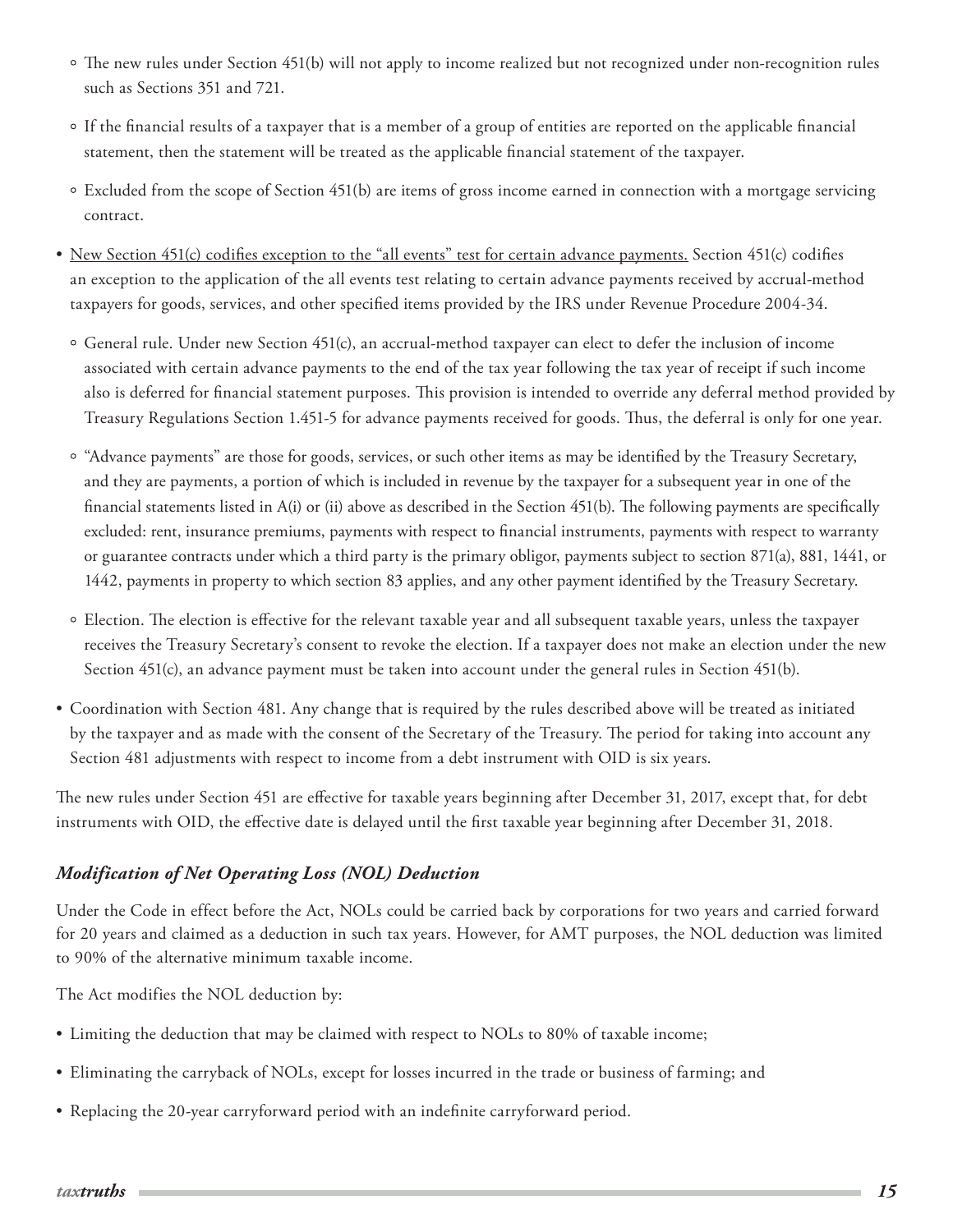- The new rules under Section 451(b) will not apply to income realized but not recognized under non-recognition rules such as Sections 351 and 721.
  - If the financial results of a taxpayer that is a member of a group of entities are reported on the applicable financial statement, then the statement will be treated as the applicable financial statement of the taxpayer.
  - Excluded from the scope of Section 451(b) are items of gross income earned in connection with a mortgage servicing contract.
- New Section 451(c) codifies exception to the "all events" test for certain advance payments. Section 451(c) codifies an exception to the application of the all events test relating to certain advance payments received by accrual-method taxpayers for goods, services, and other specified items provided by the IRS under Revenue Procedure 2004-34.
  - General rule. Under new Section 451(c), an accrual-method taxpayer can elect to defer the inclusion of income associated with certain advance payments to the end of the tax year following the tax year of receipt if such income also is deferred for financial statement purposes. This provision is intended to override any deferral method provided by Treasury Regulations Section 1.451-5 for advance payments received for goods. Thus, the deferral is only for one year.
  - "Advance payments" are those for goods, services, or such other items as may be identified by the Treasury Secretary, and they are payments, a portion of which is included in revenue by the taxpayer for a subsequent year in one of the financial statements listed in A(i) or (ii) above as described in the Section 451(b). The following payments are specifically excluded: rent, insurance premiums, payments with respect to financial instruments, payments with respect to warranty or guarantee contracts under which a third party is the primary obligor, payments subject to section 871(a), 881, 1441, or 1442, payments in property to which section 83 applies, and any other payment identified by the Treasury Secretary.
  - Election. The election is effective for the relevant taxable year and all subsequent taxable years, unless the taxpayer receives the Treasury Secretary's consent to revoke the election. If a taxpayer does not make an election under the new Section 451(c), an advance payment must be taken into account under the general rules in Section 451(b).
- Coordination with Section 481. Any change that is required by the rules described above will be treated as initiated by the taxpayer and as made with the consent of the Secretary of the Treasury. The period for taking into account any Section 481 adjustments with respect to income from a debt instrument with OID is six years.

The new rules under Section 451 are effective for taxable years beginning after December 31, 2017, except that, for debt instruments with OID, the effective date is delayed until the first taxable year beginning after December 31, 2018.

### *Modification of Net Operating Loss (NOL) Deduction*

Under the Code in effect before the Act, NOLs could be carried back by corporations for two years and carried forward for 20 years and claimed as a deduction in such tax years. However, for AMT purposes, the NOL deduction was limited to 90% of the alternative minimum taxable income.

The Act modifies the NOL deduction by:

- Limiting the deduction that may be claimed with respect to NOLs to 80% of taxable income;
- Eliminating the carryback of NOLs, except for losses incurred in the trade or business of farming; and
- Replacing the 20-year carryforward period with an indefinite carryforward period.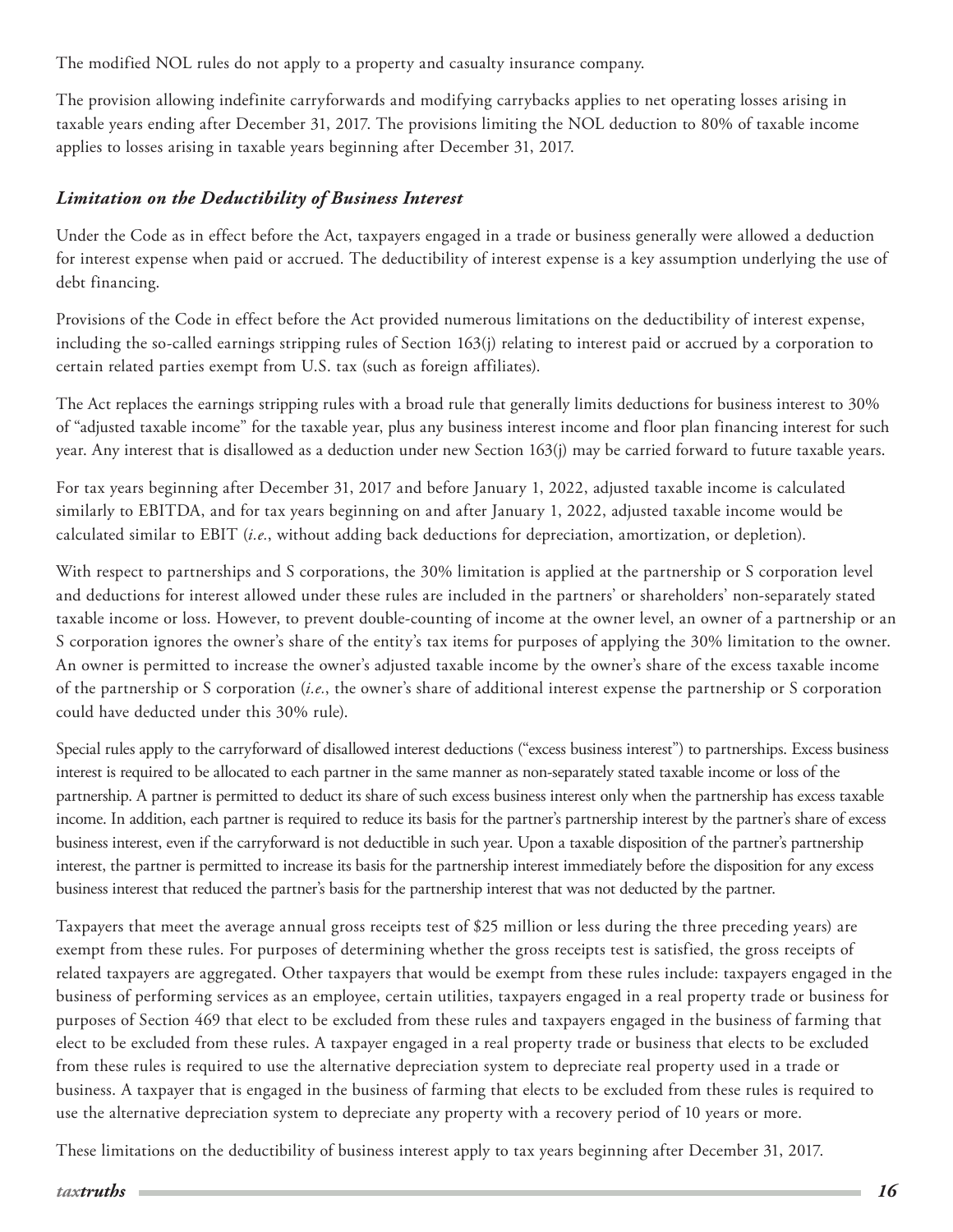The modified NOL rules do not apply to a property and casualty insurance company.

The provision allowing indefinite carryforwards and modifying carrybacks applies to net operating losses arising in taxable years ending after December 31, 2017. The provisions limiting the NOL deduction to 80% of taxable income applies to losses arising in taxable years beginning after December 31, 2017.

### *Limitation on the Deductibility of Business Interest*

Under the Code as in effect before the Act, taxpayers engaged in a trade or business generally were allowed a deduction for interest expense when paid or accrued. The deductibility of interest expense is a key assumption underlying the use of debt financing.

Provisions of the Code in effect before the Act provided numerous limitations on the deductibility of interest expense, including the so-called earnings stripping rules of Section 163(j) relating to interest paid or accrued by a corporation to certain related parties exempt from U.S. tax (such as foreign affiliates).

The Act replaces the earnings stripping rules with a broad rule that generally limits deductions for business interest to 30% of "adjusted taxable income" for the taxable year, plus any business interest income and floor plan financing interest for such year. Any interest that is disallowed as a deduction under new Section 163(j) may be carried forward to future taxable years.

For tax years beginning after December 31, 2017 and before January 1, 2022, adjusted taxable income is calculated similarly to EBITDA, and for tax years beginning on and after January 1, 2022, adjusted taxable income would be calculated similar to EBIT (*i.e.*, without adding back deductions for depreciation, amortization, or depletion).

With respect to partnerships and S corporations, the 30% limitation is applied at the partnership or S corporation level and deductions for interest allowed under these rules are included in the partners' or shareholders' non-separately stated taxable income or loss. However, to prevent double-counting of income at the owner level, an owner of a partnership or an S corporation ignores the owner's share of the entity's tax items for purposes of applying the 30% limitation to the owner. An owner is permitted to increase the owner's adjusted taxable income by the owner's share of the excess taxable income of the partnership or S corporation (*i.e.*, the owner's share of additional interest expense the partnership or S corporation could have deducted under this 30% rule).

Special rules apply to the carryforward of disallowed interest deductions ("excess business interest") to partnerships. Excess business interest is required to be allocated to each partner in the same manner as non-separately stated taxable income or loss of the partnership. A partner is permitted to deduct its share of such excess business interest only when the partnership has excess taxable income. In addition, each partner is required to reduce its basis for the partner's partnership interest by the partner's share of excess business interest, even if the carryforward is not deductible in such year. Upon a taxable disposition of the partner's partnership interest, the partner is permitted to increase its basis for the partnership interest immediately before the disposition for any excess business interest that reduced the partner's basis for the partnership interest that was not deducted by the partner.

Taxpayers that meet the average annual gross receipts test of $25 million or less during the three preceding years) are exempt from these rules. For purposes of determining whether the gross receipts test is satisfied, the gross receipts of related taxpayers are aggregated. Other taxpayers that would be exempt from these rules include: taxpayers engaged in the business of performing services as an employee, certain utilities, taxpayers engaged in a real property trade or business for purposes of Section 469 that elect to be excluded from these rules and taxpayers engaged in the business of farming that elect to be excluded from these rules. A taxpayer engaged in a real property trade or business that elects to be excluded from these rules is required to use the alternative depreciation system to depreciate real property used in a trade or business. A taxpayer that is engaged in the business of farming that elects to be excluded from these rules is required to use the alternative depreciation system to depreciate any property with a recovery period of 10 years or more.

These limitations on the deductibility of business interest apply to tax years beginning after December 31, 2017.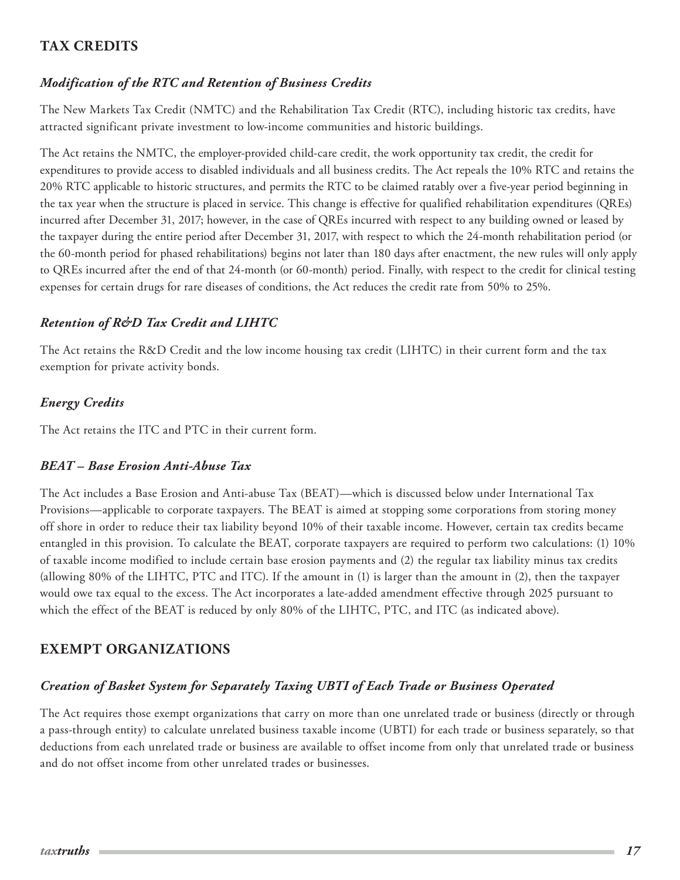## TAX CREDITS

### *Modification of the RTC and Retention of Business Credits*

The New Markets Tax Credit (NMTC) and the Rehabilitation Tax Credit (RTC), including historic tax credits, have attracted significant private investment to low-income communities and historic buildings.

The Act retains the NMTC, the employer-provided child-care credit, the work opportunity tax credit, the credit for expenditures to provide access to disabled individuals and all business credits. The Act repeals the 10% RTC and retains the 20% RTC applicable to historic structures, and permits the RTC to be claimed ratably over a five-year period beginning in the tax year when the structure is placed in service. This change is effective for qualified rehabilitation expenditures (QREs) incurred after December 31, 2017; however, in the case of QREs incurred with respect to any building owned or leased by the taxpayer during the entire period after December 31, 2017, with respect to which the 24-month rehabilitation period (or the 60-month period for phased rehabilitations) begins not later than 180 days after enactment, the new rules will only apply to QREs incurred after the end of that 24-month (or 60-month) period. Finally, with respect to the credit for clinical testing expenses for certain drugs for rare diseases of conditions, the Act reduces the credit rate from 50% to 25%.

### *Retention of R&D Tax Credit and LIHTC*

The Act retains the R&D Credit and the low income housing tax credit (LIHTC) in their current form and the tax exemption for private activity bonds.

### *Energy Credits*

The Act retains the ITC and PTC in their current form.

### *BEAT – Base Erosion Anti-Abuse Tax*

The Act includes a Base Erosion and Anti-abuse Tax (BEAT)—which is discussed below under International Tax Provisions—applicable to corporate taxpayers. The BEAT is aimed at stopping some corporations from storing money off shore in order to reduce their tax liability beyond 10% of their taxable income. However, certain tax credits became entangled in this provision. To calculate the BEAT, corporate taxpayers are required to perform two calculations: (1) 10% of taxable income modified to include certain base erosion payments and (2) the regular tax liability minus tax credits (allowing 80% of the LIHTC, PTC and ITC). If the amount in (1) is larger than the amount in (2), then the taxpayer would owe tax equal to the excess. The Act incorporates a late-added amendment effective through 2025 pursuant to which the effect of the BEAT is reduced by only 80% of the LIHTC, PTC, and ITC (as indicated above).

## EXEMPT ORGANIZATIONS

### *Creation of Basket System for Separately Taxing UBTI of Each Trade or Business Operated*

The Act requires those exempt organizations that carry on more than one unrelated trade or business (directly or through a pass-through entity) to calculate unrelated business taxable income (UBTI) for each trade or business separately, so that deductions from each unrelated trade or business are available to offset income from only that unrelated trade or business and do not offset income from other unrelated trades or businesses.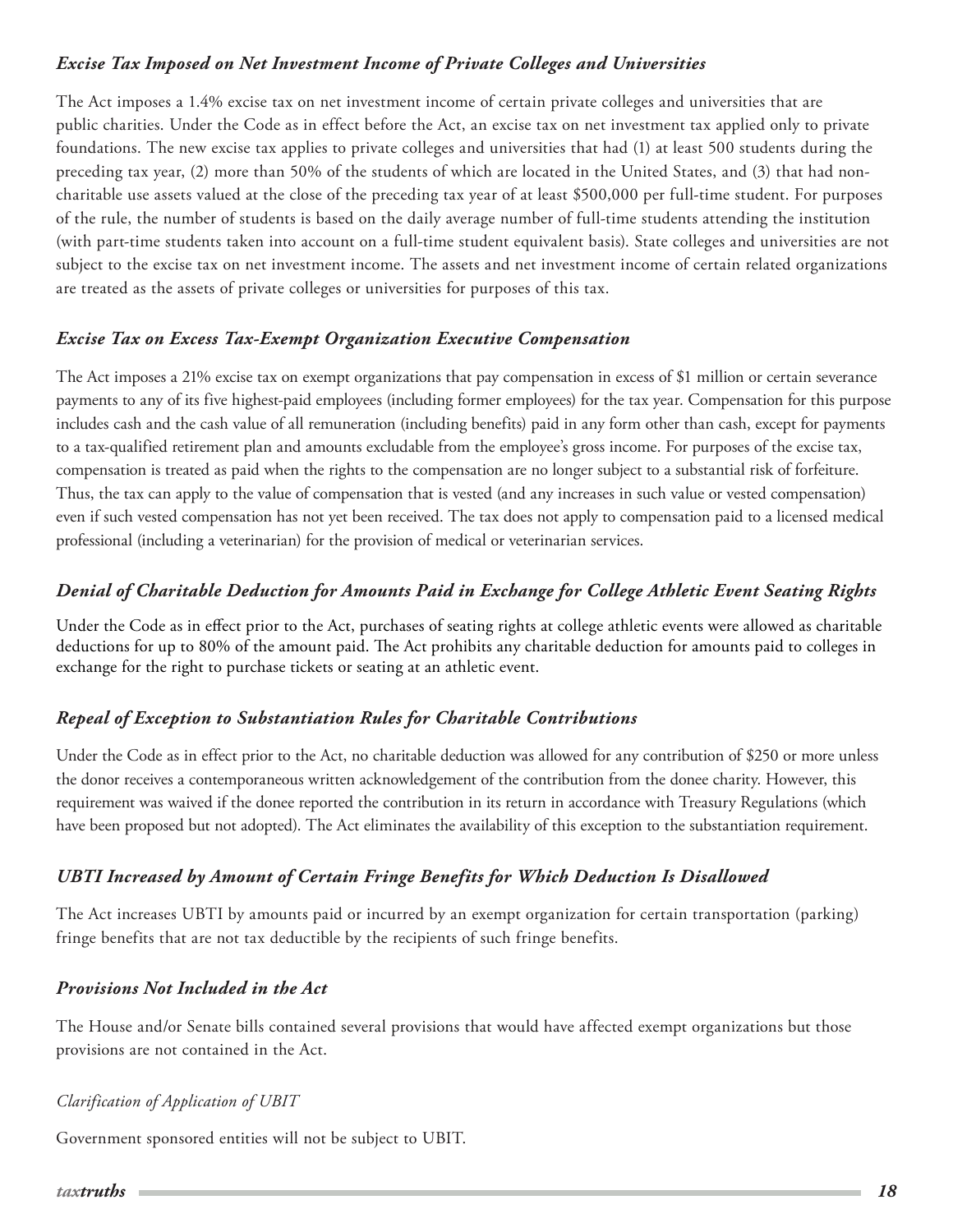### *Excise Tax Imposed on Net Investment Income of Private Colleges and Universities*

The Act imposes a 1.4% excise tax on net investment income of certain private colleges and universities that are public charities. Under the Code as in effect before the Act, an excise tax on net investment tax applied only to private foundations. The new excise tax applies to private colleges and universities that had (1) at least 500 students during the preceding tax year, (2) more than 50% of the students of which are located in the United States, and (3) that had non-charitable use assets valued at the close of the preceding tax year of at least $500,000 per full-time student. For purposes of the rule, the number of students is based on the daily average number of full-time students attending the institution (with part-time students taken into account on a full-time student equivalent basis). State colleges and universities are not subject to the excise tax on net investment income. The assets and net investment income of certain related organizations are treated as the assets of private colleges or universities for purposes of this tax.

### *Excise Tax on Excess Tax-Exempt Organization Executive Compensation*

The Act imposes a 21% excise tax on exempt organizations that pay compensation in excess of $1 million or certain severance payments to any of its five highest-paid employees (including former employees) for the tax year. Compensation for this purpose includes cash and the cash value of all remuneration (including benefits) paid in any form other than cash, except for payments to a tax-qualified retirement plan and amounts excludable from the employee's gross income. For purposes of the excise tax, compensation is treated as paid when the rights to the compensation are no longer subject to a substantial risk of forfeiture. Thus, the tax can apply to the value of compensation that is vested (and any increases in such value or vested compensation) even if such vested compensation has not yet been received. The tax does not apply to compensation paid to a licensed medical professional (including a veterinarian) for the provision of medical or veterinarian services.

### *Denial of Charitable Deduction for Amounts Paid in Exchange for College Athletic Event Seating Rights*

Under the Code as in effect prior to the Act, purchases of seating rights at college athletic events were allowed as charitable deductions for up to 80% of the amount paid. The Act prohibits any charitable deduction for amounts paid to colleges in exchange for the right to purchase tickets or seating at an athletic event.

### *Repeal of Exception to Substantiation Rules for Charitable Contributions*

Under the Code as in effect prior to the Act, no charitable deduction was allowed for any contribution of $250 or more unless the donor receives a contemporaneous written acknowledgement of the contribution from the donee charity. However, this requirement was waived if the donee reported the contribution in its return in accordance with Treasury Regulations (which have been proposed but not adopted). The Act eliminates the availability of this exception to the substantiation requirement.

### *UBTI Increased by Amount of Certain Fringe Benefits for Which Deduction Is Disallowed*

The Act increases UBTI by amounts paid or incurred by an exempt organization for certain transportation (parking) fringe benefits that are not tax deductible by the recipients of such fringe benefits.

### *Provisions Not Included in the Act*

The House and/or Senate bills contained several provisions that would have affected exempt organizations but those provisions are not contained in the Act.

*Clarification of Application of UBIT*

Government sponsored entities will not be subject to UBIT.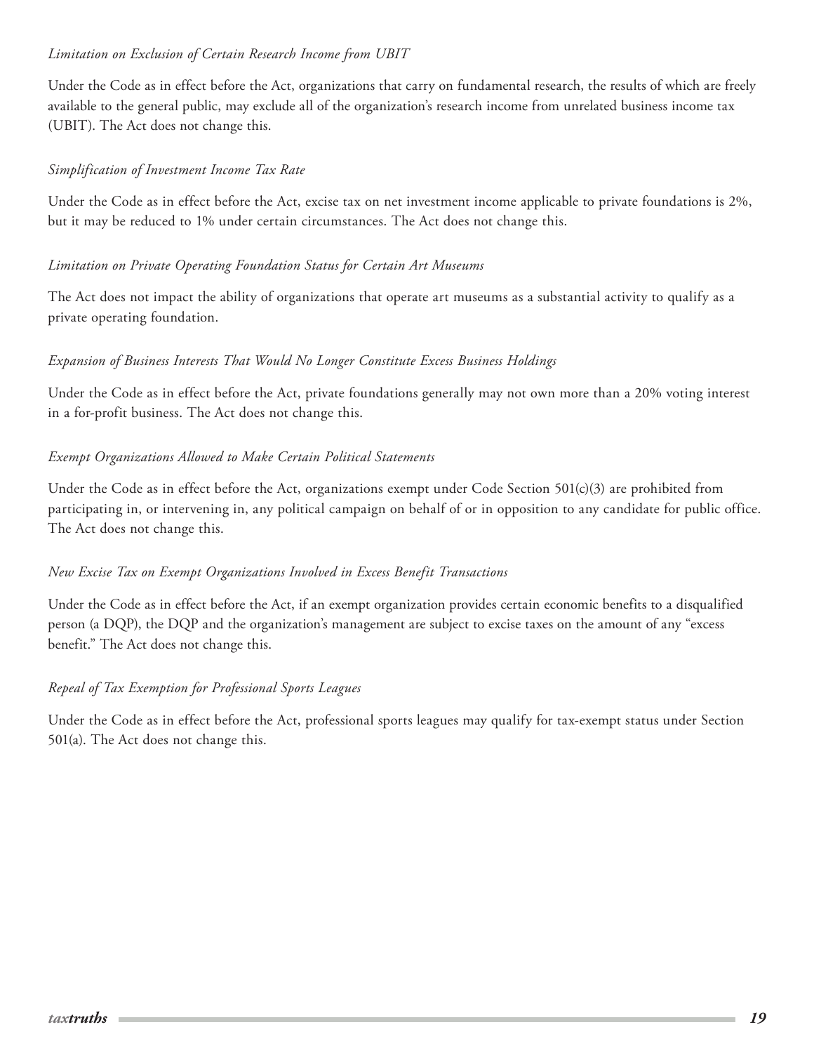*Limitation on Exclusion of Certain Research Income from UBIT*

Under the Code as in effect before the Act, organizations that carry on fundamental research, the results of which are freely available to the general public, may exclude all of the organization's research income from unrelated business income tax (UBIT). The Act does not change this.

*Simplification of Investment Income Tax Rate*

Under the Code as in effect before the Act, excise tax on net investment income applicable to private foundations is 2%, but it may be reduced to 1% under certain circumstances. The Act does not change this.

*Limitation on Private Operating Foundation Status for Certain Art Museums*

The Act does not impact the ability of organizations that operate art museums as a substantial activity to qualify as a private operating foundation.

*Expansion of Business Interests That Would No Longer Constitute Excess Business Holdings*

Under the Code as in effect before the Act, private foundations generally may not own more than a 20% voting interest in a for-profit business. The Act does not change this.

*Exempt Organizations Allowed to Make Certain Political Statements*

Under the Code as in effect before the Act, organizations exempt under Code Section 501(c)(3) are prohibited from participating in, or intervening in, any political campaign on behalf of or in opposition to any candidate for public office. The Act does not change this.

*New Excise Tax on Exempt Organizations Involved in Excess Benefit Transactions*

Under the Code as in effect before the Act, if an exempt organization provides certain economic benefits to a disqualified person (a DQP), the DQP and the organization's management are subject to excise taxes on the amount of any "excess benefit." The Act does not change this.

*Repeal of Tax Exemption for Professional Sports Leagues*

Under the Code as in effect before the Act, professional sports leagues may qualify for tax-exempt status under Section 501(a). The Act does not change this.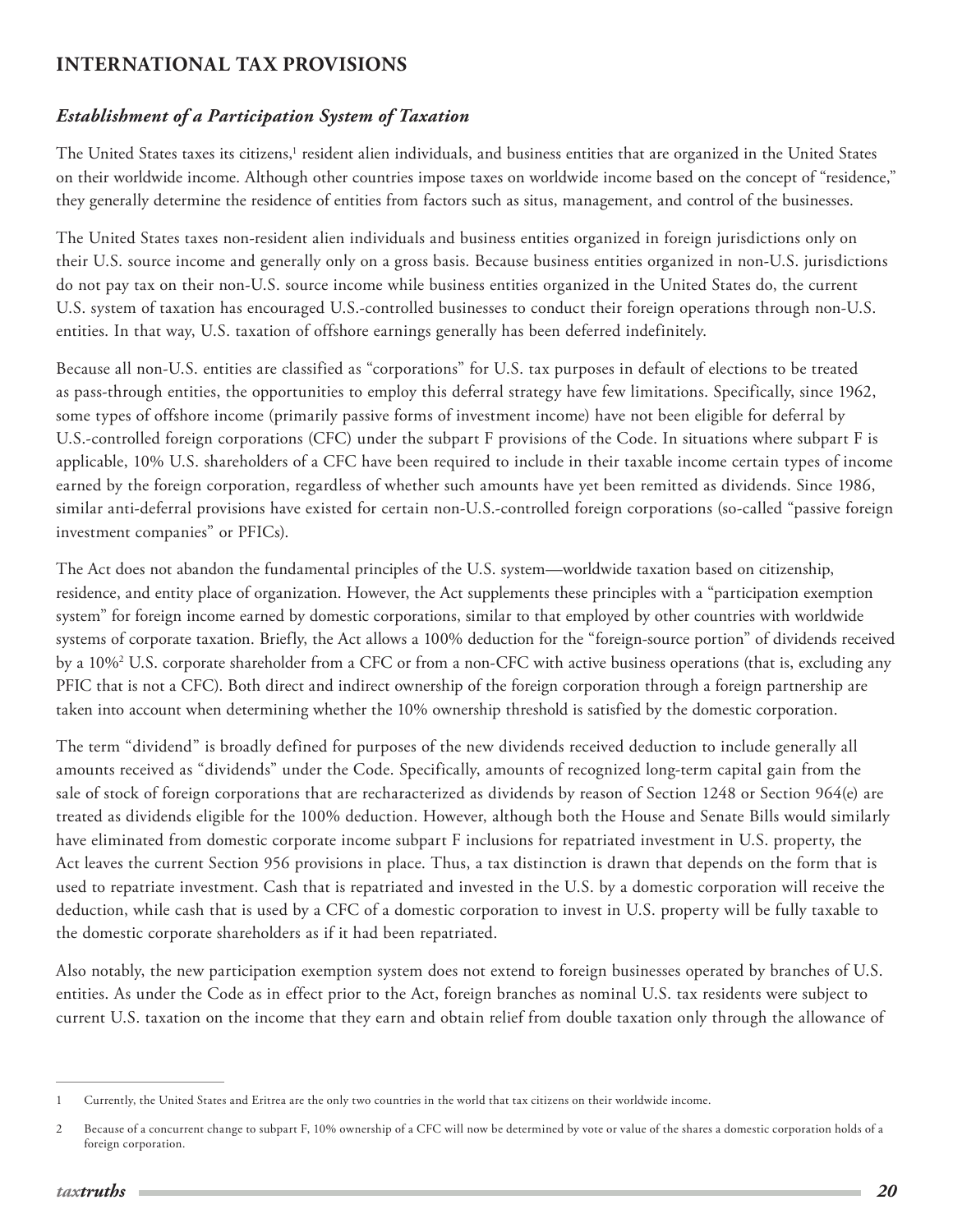## INTERNATIONAL TAX PROVISIONS

### *Establishment of a Participation System of Taxation*

The United States taxes its citizens,[1] resident alien individuals, and business entities that are organized in the United States on their worldwide income. Although other countries impose taxes on worldwide income based on the concept of "residence," they generally determine the residence of entities from factors such as situs, management, and control of the businesses.

The United States taxes non-resident alien individuals and business entities organized in foreign jurisdictions only on their U.S. source income and generally only on a gross basis. Because business entities organized in non-U.S. jurisdictions do not pay tax on their non-U.S. source income while business entities organized in the United States do, the current U.S. system of taxation has encouraged U.S.-controlled businesses to conduct their foreign operations through non-U.S. entities. In that way, U.S. taxation of offshore earnings generally has been deferred indefinitely.

Because all non-U.S. entities are classified as "corporations" for U.S. tax purposes in default of elections to be treated as pass-through entities, the opportunities to employ this deferral strategy have few limitations. Specifically, since 1962, some types of offshore income (primarily passive forms of investment income) have not been eligible for deferral by U.S.-controlled foreign corporations (CFC) under the subpart F provisions of the Code. In situations where subpart F is applicable, 10% U.S. shareholders of a CFC have been required to include in their taxable income certain types of income earned by the foreign corporation, regardless of whether such amounts have yet been remitted as dividends. Since 1986, similar anti-deferral provisions have existed for certain non-U.S.-controlled foreign corporations (so-called "passive foreign investment companies" or PFICs).

The Act does not abandon the fundamental principles of the U.S. system—worldwide taxation based on citizenship, residence, and entity place of organization. However, the Act supplements these principles with a "participation exemption system" for foreign income earned by domestic corporations, similar to that employed by other countries with worldwide systems of corporate taxation. Briefly, the Act allows a 100% deduction for the "foreign-source portion" of dividends received by a 10%[2] U.S. corporate shareholder from a CFC or from a non-CFC with active business operations (that is, excluding any PFIC that is not a CFC). Both direct and indirect ownership of the foreign corporation through a foreign partnership are taken into account when determining whether the 10% ownership threshold is satisfied by the domestic corporation.

The term "dividend" is broadly defined for purposes of the new dividends received deduction to include generally all amounts received as "dividends" under the Code. Specifically, amounts of recognized long-term capital gain from the sale of stock of foreign corporations that are recharacterized as dividends by reason of Section 1248 or Section 964(e) are treated as dividends eligible for the 100% deduction. However, although both the House and Senate Bills would similarly have eliminated from domestic corporate income subpart F inclusions for repatriated investment in U.S. property, the Act leaves the current Section 956 provisions in place. Thus, a tax distinction is drawn that depends on the form that is used to repatriate investment. Cash that is repatriated and invested in the U.S. by a domestic corporation will receive the deduction, while cash that is used by a CFC of a domestic corporation to invest in U.S. property will be fully taxable to the domestic corporate shareholders as if it had been repatriated.

Also notably, the new participation exemption system does not extend to foreign businesses operated by branches of U.S. entities. As under the Code as in effect prior to the Act, foreign branches as nominal U.S. tax residents were subject to current U.S. taxation on the income that they earn and obtain relief from double taxation only through the allowance of

---

1 Currently, the United States and Eritrea are the only two countries in the world that tax citizens on their worldwide income.

2 Because of a concurrent change to subpart F, 10% ownership of a CFC will now be determined by vote or value of the shares a domestic corporation holds of a foreign corporation.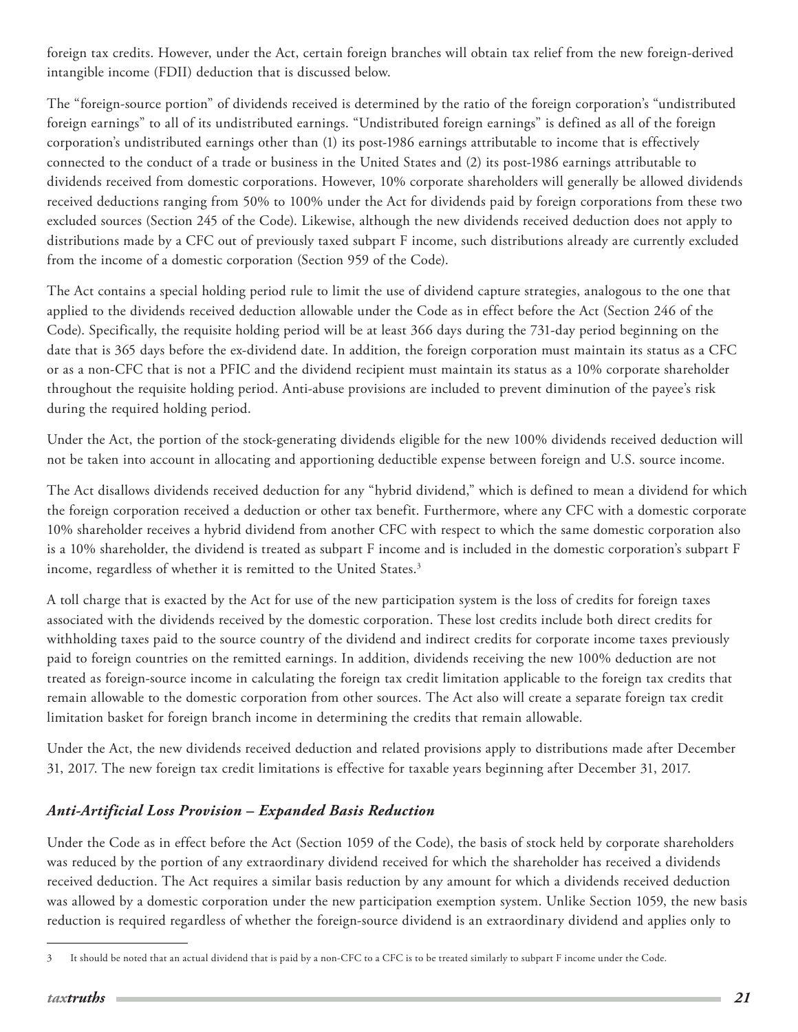foreign tax credits. However, under the Act, certain foreign branches will obtain tax relief from the new foreign-derived intangible income (FDII) deduction that is discussed below.

The "foreign-source portion" of dividends received is determined by the ratio of the foreign corporation's "undistributed foreign earnings" to all of its undistributed earnings. "Undistributed foreign earnings" is defined as all of the foreign corporation's undistributed earnings other than (1) its post-1986 earnings attributable to income that is effectively connected to the conduct of a trade or business in the United States and (2) its post-1986 earnings attributable to dividends received from domestic corporations. However, 10% corporate shareholders will generally be allowed dividends received deductions ranging from 50% to 100% under the Act for dividends paid by foreign corporations from these two excluded sources (Section 245 of the Code). Likewise, although the new dividends received deduction does not apply to distributions made by a CFC out of previously taxed subpart F income, such distributions already are currently excluded from the income of a domestic corporation (Section 959 of the Code).

The Act contains a special holding period rule to limit the use of dividend capture strategies, analogous to the one that applied to the dividends received deduction allowable under the Code as in effect before the Act (Section 246 of the Code). Specifically, the requisite holding period will be at least 366 days during the 731-day period beginning on the date that is 365 days before the ex-dividend date. In addition, the foreign corporation must maintain its status as a CFC or as a non-CFC that is not a PFIC and the dividend recipient must maintain its status as a 10% corporate shareholder throughout the requisite holding period. Anti-abuse provisions are included to prevent diminution of the payee's risk during the required holding period.

Under the Act, the portion of the stock-generating dividends eligible for the new 100% dividends received deduction will not be taken into account in allocating and apportioning deductible expense between foreign and U.S. source income.

The Act disallows dividends received deduction for any "hybrid dividend," which is defined to mean a dividend for which the foreign corporation received a deduction or other tax benefit. Furthermore, where any CFC with a domestic corporate 10% shareholder receives a hybrid dividend from another CFC with respect to which the same domestic corporation also is a 10% shareholder, the dividend is treated as subpart F income and is included in the domestic corporation's subpart F income, regardless of whether it is remitted to the United States.[3]

A toll charge that is exacted by the Act for use of the new participation system is the loss of credits for foreign taxes associated with the dividends received by the domestic corporation. These lost credits include both direct credits for withholding taxes paid to the source country of the dividend and indirect credits for corporate income taxes previously paid to foreign countries on the remitted earnings. In addition, dividends receiving the new 100% deduction are not treated as foreign-source income in calculating the foreign tax credit limitation applicable to the foreign tax credits that remain allowable to the domestic corporation from other sources. The Act also will create a separate foreign tax credit limitation basket for foreign branch income in determining the credits that remain allowable.

Under the Act, the new dividends received deduction and related provisions apply to distributions made after December 31, 2017. The new foreign tax credit limitations is effective for taxable years beginning after December 31, 2017.

### *Anti-Artificial Loss Provision – Expanded Basis Reduction*

Under the Code as in effect before the Act (Section 1059 of the Code), the basis of stock held by corporate shareholders was reduced by the portion of any extraordinary dividend received for which the shareholder has received a dividends received deduction. The Act requires a similar basis reduction by any amount for which a dividends received deduction was allowed by a domestic corporation under the new participation exemption system. Unlike Section 1059, the new basis reduction is required regardless of whether the foreign-source dividend is an extraordinary dividend and applies only to

---

[3] It should be noted that an actual dividend that is paid by a non-CFC to a CFC is to be treated similarly to subpart F income under the Code.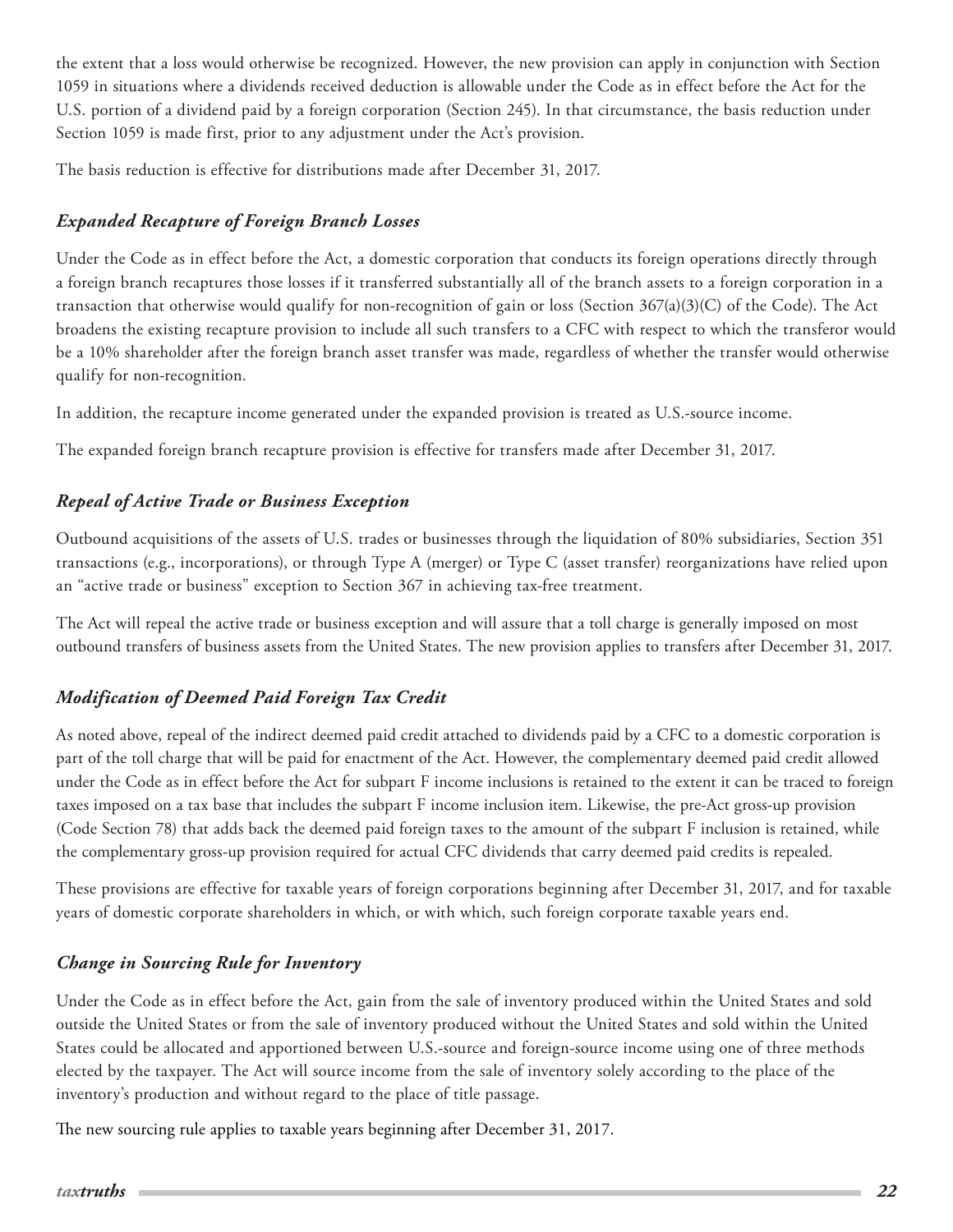the extent that a loss would otherwise be recognized. However, the new provision can apply in conjunction with Section 1059 in situations where a dividends received deduction is allowable under the Code as in effect before the Act for the U.S. portion of a dividend paid by a foreign corporation (Section 245). In that circumstance, the basis reduction under Section 1059 is made first, prior to any adjustment under the Act's provision.

The basis reduction is effective for distributions made after December 31, 2017.

### *Expanded Recapture of Foreign Branch Losses*

Under the Code as in effect before the Act, a domestic corporation that conducts its foreign operations directly through a foreign branch recaptures those losses if it transferred substantially all of the branch assets to a foreign corporation in a transaction that otherwise would qualify for non-recognition of gain or loss (Section 367(a)(3)(C) of the Code). The Act broadens the existing recapture provision to include all such transfers to a CFC with respect to which the transferor would be a 10% shareholder after the foreign branch asset transfer was made, regardless of whether the transfer would otherwise qualify for non-recognition.

In addition, the recapture income generated under the expanded provision is treated as U.S.-source income.

The expanded foreign branch recapture provision is effective for transfers made after December 31, 2017.

### *Repeal of Active Trade or Business Exception*

Outbound acquisitions of the assets of U.S. trades or businesses through the liquidation of 80% subsidiaries, Section 351 transactions (e.g., incorporations), or through Type A (merger) or Type C (asset transfer) reorganizations have relied upon an "active trade or business" exception to Section 367 in achieving tax-free treatment.

The Act will repeal the active trade or business exception and will assure that a toll charge is generally imposed on most outbound transfers of business assets from the United States. The new provision applies to transfers after December 31, 2017.

### *Modification of Deemed Paid Foreign Tax Credit*

As noted above, repeal of the indirect deemed paid credit attached to dividends paid by a CFC to a domestic corporation is part of the toll charge that will be paid for enactment of the Act. However, the complementary deemed paid credit allowed under the Code as in effect before the Act for subpart F income inclusions is retained to the extent it can be traced to foreign taxes imposed on a tax base that includes the subpart F income inclusion item. Likewise, the pre-Act gross-up provision (Code Section 78) that adds back the deemed paid foreign taxes to the amount of the subpart F inclusion is retained, while the complementary gross-up provision required for actual CFC dividends that carry deemed paid credits is repealed.

These provisions are effective for taxable years of foreign corporations beginning after December 31, 2017, and for taxable years of domestic corporate shareholders in which, or with which, such foreign corporate taxable years end.

### *Change in Sourcing Rule for Inventory*

Under the Code as in effect before the Act, gain from the sale of inventory produced within the United States and sold outside the United States or from the sale of inventory produced without the United States and sold within the United States could be allocated and apportioned between U.S.-source and foreign-source income using one of three methods elected by the taxpayer. The Act will source income from the sale of inventory solely according to the place of the inventory's production and without regard to the place of title passage.

The new sourcing rule applies to taxable years beginning after December 31, 2017.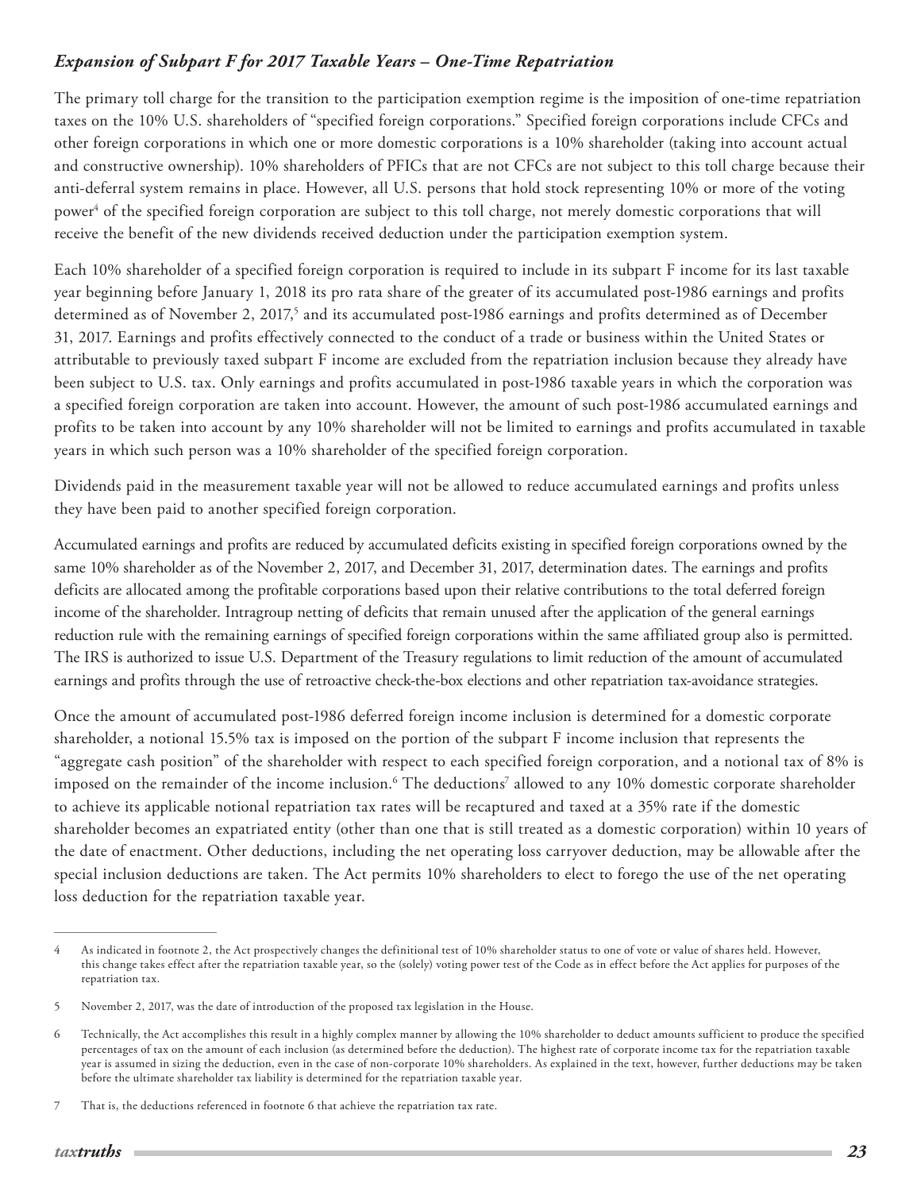### *Expansion of Subpart F for 2017 Taxable Years – One-Time Repatriation*

The primary toll charge for the transition to the participation exemption regime is the imposition of one-time repatriation taxes on the 10% U.S. shareholders of "specified foreign corporations." Specified foreign corporations include CFCs and other foreign corporations in which one or more domestic corporations is a 10% shareholder (taking into account actual and constructive ownership). 10% shareholders of PFICs that are not CFCs are not subject to this toll charge because their anti-deferral system remains in place. However, all U.S. persons that hold stock representing 10% or more of the voting power[4] of the specified foreign corporation are subject to this toll charge, not merely domestic corporations that will receive the benefit of the new dividends received deduction under the participation exemption system.

Each 10% shareholder of a specified foreign corporation is required to include in its subpart F income for its last taxable year beginning before January 1, 2018 its pro rata share of the greater of its accumulated post-1986 earnings and profits determined as of November 2, 2017,[5] and its accumulated post-1986 earnings and profits determined as of December 31, 2017. Earnings and profits effectively connected to the conduct of a trade or business within the United States or attributable to previously taxed subpart F income are excluded from the repatriation inclusion because they already have been subject to U.S. tax. Only earnings and profits accumulated in post-1986 taxable years in which the corporation was a specified foreign corporation are taken into account. However, the amount of such post-1986 accumulated earnings and profits to be taken into account by any 10% shareholder will not be limited to earnings and profits accumulated in taxable years in which such person was a 10% shareholder of the specified foreign corporation.

Dividends paid in the measurement taxable year will not be allowed to reduce accumulated earnings and profits unless they have been paid to another specified foreign corporation.

Accumulated earnings and profits are reduced by accumulated deficits existing in specified foreign corporations owned by the same 10% shareholder as of the November 2, 2017, and December 31, 2017, determination dates. The earnings and profits deficits are allocated among the profitable corporations based upon their relative contributions to the total deferred foreign income of the shareholder. Intragroup netting of deficits that remain unused after the application of the general earnings reduction rule with the remaining earnings of specified foreign corporations within the same affiliated group also is permitted. The IRS is authorized to issue U.S. Department of the Treasury regulations to limit reduction of the amount of accumulated earnings and profits through the use of retroactive check-the-box elections and other repatriation tax-avoidance strategies.

Once the amount of accumulated post-1986 deferred foreign income inclusion is determined for a domestic corporate shareholder, a notional 15.5% tax is imposed on the portion of the subpart F income inclusion that represents the "aggregate cash position" of the shareholder with respect to each specified foreign corporation, and a notional tax of 8% is imposed on the remainder of the income inclusion.[6] The deductions[7] allowed to any 10% domestic corporate shareholder to achieve its applicable notional repatriation tax rates will be recaptured and taxed at a 35% rate if the domestic shareholder becomes an expatriated entity (other than one that is still treated as a domestic corporation) within 10 years of the date of enactment. Other deductions, including the net operating loss carryover deduction, may be allowable after the special inclusion deductions are taken. The Act permits 10% shareholders to elect to forego the use of the net operating loss deduction for the repatriation taxable year.

---

4 As indicated in footnote 2, the Act prospectively changes the definitional test of 10% shareholder status to one of vote or value of shares held. However, this change takes effect after the repatriation taxable year, so the (solely) voting power test of the Code as in effect before the Act applies for purposes of the repatriation tax.

5 November 2, 2017, was the date of introduction of the proposed tax legislation in the House.

6 Technically, the Act accomplishes this result in a highly complex manner by allowing the 10% shareholder to deduct amounts sufficient to produce the specified percentages of tax on the amount of each inclusion (as determined before the deduction). The highest rate of corporate income tax for the repatriation taxable year is assumed in sizing the deduction, even in the case of non-corporate 10% shareholders. As explained in the text, however, further deductions may be taken before the ultimate shareholder tax liability is determined for the repatriation taxable year.

7 That is, the deductions referenced in footnote 6 that achieve the repatriation tax rate.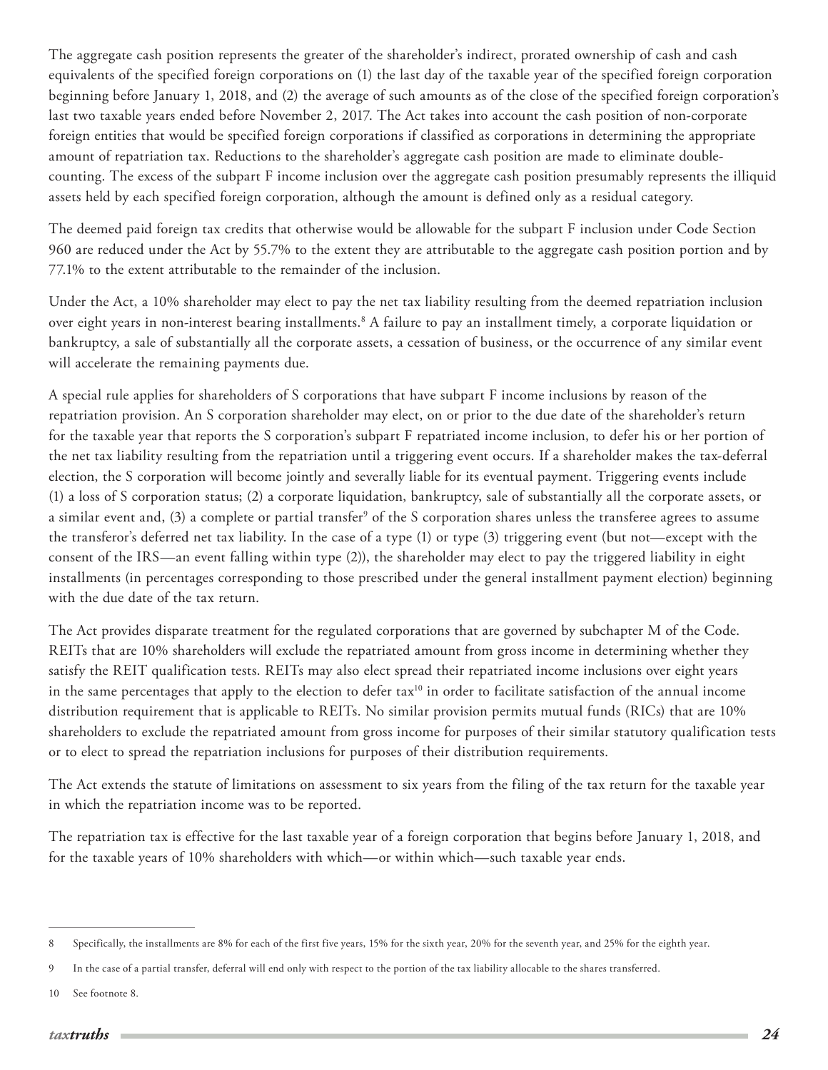The aggregate cash position represents the greater of the shareholder's indirect, prorated ownership of cash and cash equivalents of the specified foreign corporations on (1) the last day of the taxable year of the specified foreign corporation beginning before January 1, 2018, and (2) the average of such amounts as of the close of the specified foreign corporation's last two taxable years ended before November 2, 2017. The Act takes into account the cash position of non-corporate foreign entities that would be specified foreign corporations if classified as corporations in determining the appropriate amount of repatriation tax. Reductions to the shareholder's aggregate cash position are made to eliminate double-counting. The excess of the subpart F income inclusion over the aggregate cash position presumably represents the illiquid assets held by each specified foreign corporation, although the amount is defined only as a residual category.

The deemed paid foreign tax credits that otherwise would be allowable for the subpart F inclusion under Code Section 960 are reduced under the Act by 55.7% to the extent they are attributable to the aggregate cash position portion and by 77.1% to the extent attributable to the remainder of the inclusion.

Under the Act, a 10% shareholder may elect to pay the net tax liability resulting from the deemed repatriation inclusion over eight years in non-interest bearing installments.[8] A failure to pay an installment timely, a corporate liquidation or bankruptcy, a sale of substantially all the corporate assets, a cessation of business, or the occurrence of any similar event will accelerate the remaining payments due.

A special rule applies for shareholders of S corporations that have subpart F income inclusions by reason of the repatriation provision. An S corporation shareholder may elect, on or prior to the due date of the shareholder's return for the taxable year that reports the S corporation's subpart F repatriated income inclusion, to defer his or her portion of the net tax liability resulting from the repatriation until a triggering event occurs. If a shareholder makes the tax-deferral election, the S corporation will become jointly and severally liable for its eventual payment. Triggering events include (1) a loss of S corporation status; (2) a corporate liquidation, bankruptcy, sale of substantially all the corporate assets, or a similar event and, (3) a complete or partial transfer[9] of the S corporation shares unless the transferee agrees to assume the transferor's deferred net tax liability. In the case of a type (1) or type (3) triggering event (but not—except with the consent of the IRS—an event falling within type (2)), the shareholder may elect to pay the triggered liability in eight installments (in percentages corresponding to those prescribed under the general installment payment election) beginning with the due date of the tax return.

The Act provides disparate treatment for the regulated corporations that are governed by subchapter M of the Code. REITs that are 10% shareholders will exclude the repatriated amount from gross income in determining whether they satisfy the REIT qualification tests. REITs may also elect spread their repatriated income inclusions over eight years in the same percentages that apply to the election to defer tax[10] in order to facilitate satisfaction of the annual income distribution requirement that is applicable to REITs. No similar provision permits mutual funds (RICs) that are 10% shareholders to exclude the repatriated amount from gross income for purposes of their similar statutory qualification tests or to elect to spread the repatriation inclusions for purposes of their distribution requirements.

The Act extends the statute of limitations on assessment to six years from the filing of the tax return for the taxable year in which the repatriation income was to be reported.

The repatriation tax is effective for the last taxable year of a foreign corporation that begins before January 1, 2018, and for the taxable years of 10% shareholders with which—or within which—such taxable year ends.

---

8 Specifically, the installments are 8% for each of the first five years, 15% for the sixth year, 20% for the seventh year, and 25% for the eighth year.

9 In the case of a partial transfer, deferral will end only with respect to the portion of the tax liability allocable to the shares transferred.

10 See footnote 8.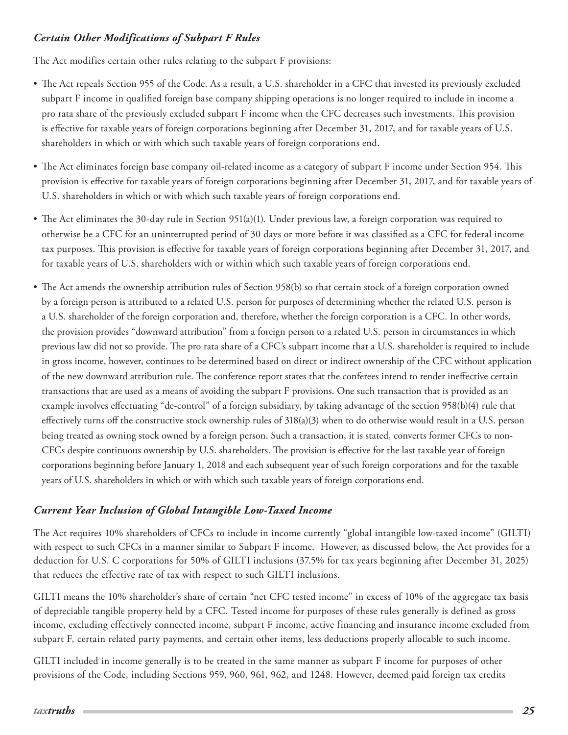### *Certain Other Modifications of Subpart F Rules*

The Act modifies certain other rules relating to the subpart F provisions:

- The Act repeals Section 955 of the Code. As a result, a U.S. shareholder in a CFC that invested its previously excluded subpart F income in qualified foreign base company shipping operations is no longer required to include in income a pro rata share of the previously excluded subpart F income when the CFC decreases such investments. This provision is effective for taxable years of foreign corporations beginning after December 31, 2017, and for taxable years of U.S. shareholders in which or with which such taxable years of foreign corporations end.
- The Act eliminates foreign base company oil-related income as a category of subpart F income under Section 954. This provision is effective for taxable years of foreign corporations beginning after December 31, 2017, and for taxable years of U.S. shareholders in which or with which such taxable years of foreign corporations end.
- The Act eliminates the 30-day rule in Section 951(a)(1). Under previous law, a foreign corporation was required to otherwise be a CFC for an uninterrupted period of 30 days or more before it was classified as a CFC for federal income tax purposes. This provision is effective for taxable years of foreign corporations beginning after December 31, 2017, and for taxable years of U.S. shareholders with or within which such taxable years of foreign corporations end.
- The Act amends the ownership attribution rules of Section 958(b) so that certain stock of a foreign corporation owned by a foreign person is attributed to a related U.S. person for purposes of determining whether the related U.S. person is a U.S. shareholder of the foreign corporation and, therefore, whether the foreign corporation is a CFC. In other words, the provision provides "downward attribution" from a foreign person to a related U.S. person in circumstances in which previous law did not so provide. The pro rata share of a CFC's subpart income that a U.S. shareholder is required to include in gross income, however, continues to be determined based on direct or indirect ownership of the CFC without application of the new downward attribution rule. The conference report states that the conferees intend to render ineffective certain transactions that are used as a means of avoiding the subpart F provisions. One such transaction that is provided as an example involves effectuating "de-control" of a foreign subsidiary, by taking advantage of the section 958(b)(4) rule that effectively turns off the constructive stock ownership rules of 318(a)(3) when to do otherwise would result in a U.S. person being treated as owning stock owned by a foreign person. Such a transaction, it is stated, converts former CFCs to non-CFCs despite continuous ownership by U.S. shareholders. The provision is effective for the last taxable year of foreign corporations beginning before January 1, 2018 and each subsequent year of such foreign corporations and for the taxable years of U.S. shareholders in which or with which such taxable years of foreign corporations end.

### *Current Year Inclusion of Global Intangible Low-Taxed Income*

The Act requires 10% shareholders of CFCs to include in income currently "global intangible low-taxed income" (GILTI) with respect to such CFCs in a manner similar to Subpart F income. However, as discussed below, the Act provides for a deduction for U.S. C corporations for 50% of GILTI inclusions (37.5% for tax years beginning after December 31, 2025) that reduces the effective rate of tax with respect to such GILTI inclusions.

GILTI means the 10% shareholder's share of certain "net CFC tested income" in excess of 10% of the aggregate tax basis of depreciable tangible property held by a CFC. Tested income for purposes of these rules generally is defined as gross income, excluding effectively connected income, subpart F income, active financing and insurance income excluded from subpart F, certain related party payments, and certain other items, less deductions properly allocable to such income.

GILTI included in income generally is to be treated in the same manner as subpart F income for purposes of other provisions of the Code, including Sections 959, 960, 961, 962, and 1248. However, deemed paid foreign tax credits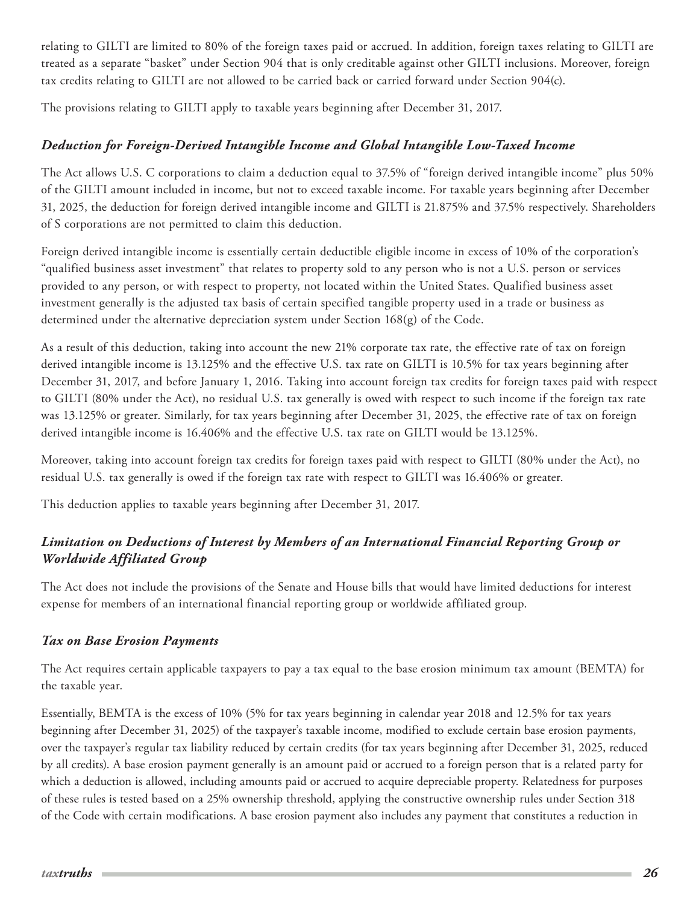relating to GILTI are limited to 80% of the foreign taxes paid or accrued. In addition, foreign taxes relating to GILTI are treated as a separate "basket" under Section 904 that is only creditable against other GILTI inclusions. Moreover, foreign tax credits relating to GILTI are not allowed to be carried back or carried forward under Section 904(c).

The provisions relating to GILTI apply to taxable years beginning after December 31, 2017.

### *Deduction for Foreign-Derived Intangible Income and Global Intangible Low-Taxed Income*

The Act allows U.S. C corporations to claim a deduction equal to 37.5% of "foreign derived intangible income" plus 50% of the GILTI amount included in income, but not to exceed taxable income. For taxable years beginning after December 31, 2025, the deduction for foreign derived intangible income and GILTI is 21.875% and 37.5% respectively. Shareholders of S corporations are not permitted to claim this deduction.

Foreign derived intangible income is essentially certain deductible eligible income in excess of 10% of the corporation's "qualified business asset investment" that relates to property sold to any person who is not a U.S. person or services provided to any person, or with respect to property, not located within the United States. Qualified business asset investment generally is the adjusted tax basis of certain specified tangible property used in a trade or business as determined under the alternative depreciation system under Section 168(g) of the Code.

As a result of this deduction, taking into account the new 21% corporate tax rate, the effective rate of tax on foreign derived intangible income is 13.125% and the effective U.S. tax rate on GILTI is 10.5% for tax years beginning after December 31, 2017, and before January 1, 2016. Taking into account foreign tax credits for foreign taxes paid with respect to GILTI (80% under the Act), no residual U.S. tax generally is owed with respect to such income if the foreign tax rate was 13.125% or greater. Similarly, for tax years beginning after December 31, 2025, the effective rate of tax on foreign derived intangible income is 16.406% and the effective U.S. tax rate on GILTI would be 13.125%.

Moreover, taking into account foreign tax credits for foreign taxes paid with respect to GILTI (80% under the Act), no residual U.S. tax generally is owed if the foreign tax rate with respect to GILTI was 16.406% or greater.

This deduction applies to taxable years beginning after December 31, 2017.

### *Limitation on Deductions of Interest by Members of an International Financial Reporting Group or Worldwide Affiliated Group*

The Act does not include the provisions of the Senate and House bills that would have limited deductions for interest expense for members of an international financial reporting group or worldwide affiliated group.

### *Tax on Base Erosion Payments*

The Act requires certain applicable taxpayers to pay a tax equal to the base erosion minimum tax amount (BEMTA) for the taxable year.

Essentially, BEMTA is the excess of 10% (5% for tax years beginning in calendar year 2018 and 12.5% for tax years beginning after December 31, 2025) of the taxpayer's taxable income, modified to exclude certain base erosion payments, over the taxpayer's regular tax liability reduced by certain credits (for tax years beginning after December 31, 2025, reduced by all credits). A base erosion payment generally is an amount paid or accrued to a foreign person that is a related party for which a deduction is allowed, including amounts paid or accrued to acquire depreciable property. Relatedness for purposes of these rules is tested based on a 25% ownership threshold, applying the constructive ownership rules under Section 318 of the Code with certain modifications. A base erosion payment also includes any payment that constitutes a reduction in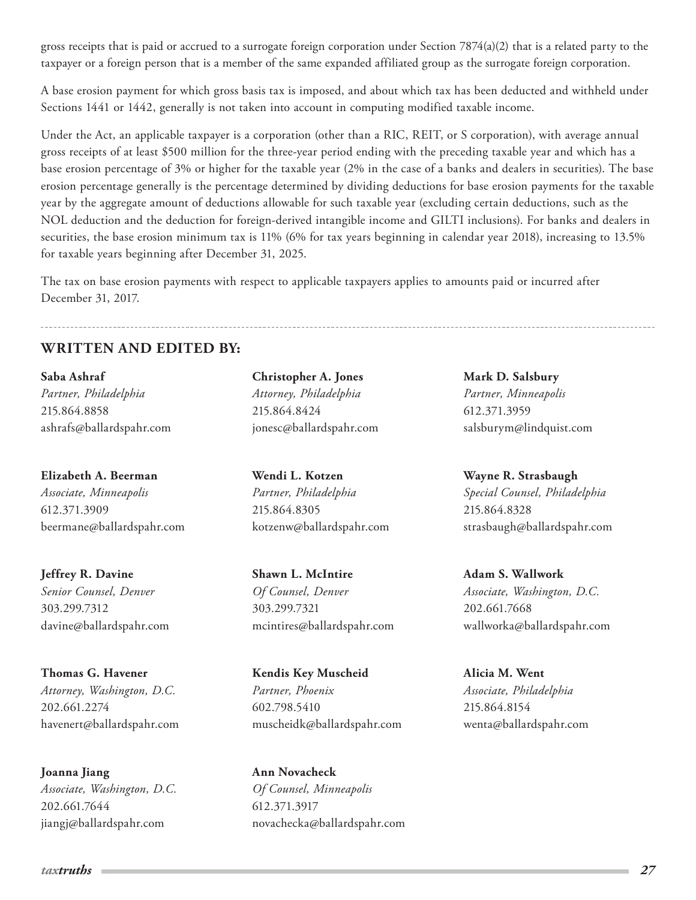gross receipts that is paid or accrued to a surrogate foreign corporation under Section 7874(a)(2) that is a related party to the taxpayer or a foreign person that is a member of the same expanded affiliated group as the surrogate foreign corporation.

A base erosion payment for which gross basis tax is imposed, and about which tax has been deducted and withheld under Sections 1441 or 1442, generally is not taken into account in computing modified taxable income.

Under the Act, an applicable taxpayer is a corporation (other than a RIC, REIT, or S corporation), with average annual gross receipts of at least $500 million for the three-year period ending with the preceding taxable year and which has a base erosion percentage of 3% or higher for the taxable year (2% in the case of a banks and dealers in securities). The base erosion percentage generally is the percentage determined by dividing deductions for base erosion payments for the taxable year by the aggregate amount of deductions allowable for such taxable year (excluding certain deductions, such as the NOL deduction and the deduction for foreign-derived intangible income and GILTI inclusions). For banks and dealers in securities, the base erosion minimum tax is 11% (6% for tax years beginning in calendar year 2018), increasing to 13.5% for taxable years beginning after December 31, 2025.

The tax on base erosion payments with respect to applicable taxpayers applies to amounts paid or incurred after December 31, 2017.

---

## WRITTEN AND EDITED BY:

**Saba Ashraf**
*Partner, Philadelphia*
215.864.8858
ashrafs@ballardspahr.com

**Elizabeth A. Beerman**
*Associate, Minneapolis*
612.371.3909
beermane@ballardspahr.com

**Jeffrey R. Davine**
*Senior Counsel, Denver*
303.299.7312
davine@ballardspahr.com

**Thomas G. Havener**
*Attorney, Washington, D.C.*
202.661.2274
havenert@ballardspahr.com

**Joanna Jiang**
*Associate, Washington, D.C.*
202.661.7644
jiangj@ballardspahr.com

**Christopher A. Jones**
*Attorney, Philadelphia*
215.864.8424
jonesc@ballardspahr.com

**Wendi L. Kotzen**
*Partner, Philadelphia*
215.864.8305
kotzenw@ballardspahr.com

**Shawn L. McIntire**
*Of Counsel, Denver*
303.299.7321
mcintires@ballardspahr.com

**Kendis Key Muscheid**
*Partner, Phoenix*
602.798.5410
muscheidk@ballardspahr.com

**Ann Novacheck**
*Of Counsel, Minneapolis*
612.371.3917
novachecka@ballardspahr.com

**Mark D. Salsbury**
*Partner, Minneapolis*
612.371.3959
salsburym@lindquist.com

**Wayne R. Strasbaugh**
*Special Counsel, Philadelphia*
215.864.8328
strasbaugh@ballardspahr.com

**Adam S. Wallwork**
*Associate, Washington, D.C.*
202.661.7668
wallworka@ballardspahr.com

**Alicia M. Went**
*Associate, Philadelphia*
215.864.8154
wenta@ballardspahr.com